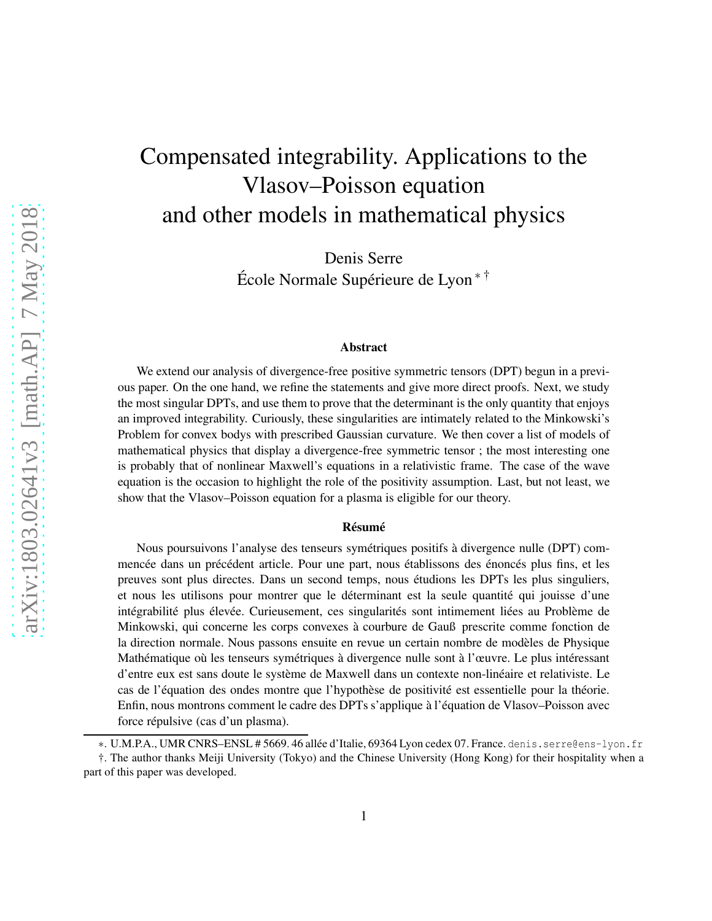# Compensated integrability. Applications to the Vlasov–Poisson equation and other models in mathematical physics

Denis Serre
École Normale Supérieure de Lyon [*] [†]

### Abstract

We extend our analysis of divergence-free positive symmetric tensors (DPT) begun in a previous paper. On the one hand, we refine the statements and give more direct proofs. Next, we study the most singular DPTs, and use them to prove that the determinant is the only quantity that enjoys an improved integrability. Curiously, these singularities are intimately related to the Minkowski's Problem for convex bodies with prescribed Gaussian curvature. We then cover a list of models of mathematical physics that display a divergence-free symmetric tensor ; the most interesting one is probably that of nonlinear Maxwell's equations in a relativistic frame. The case of the wave equation is the occasion to highlight the role of the positivity assumption. Last, but not least, we show that the Vlasov–Poisson equation for a plasma is eligible for our theory.

### Résumé

Nous poursuivons l'analyse des tenseurs symétriques positifs à divergence nulle (DPT) commencée dans un précédent article. Pour une part, nous établissons des énoncés plus fins, et les preuves sont plus directes. Dans un second temps, nous étudions les DPTs les plus singuliers, et nous les utilisons pour montrer que le déterminant est la seule quantité qui jouisse d'une intégrabilité plus élevée. Curieusement, ces singularités sont intimement liées au Problème de Minkowski, qui concerne les corps convexes à courbure de Gauß prescrite comme fonction de la direction normale. Nous passons ensuite en revue un certain nombre de modèles de Physique Mathématique où les tenseurs symétriques à divergence nulle sont à l'œuvre. Le plus intéressant d'entre eux est sans doute le système de Maxwell dans un contexte non-linéaire et relativiste. Le cas de l'équation des ondes montre que l'hypothèse de positivité est essentielle pour la théorie. Enfin, nous montrons comment le cadre des DPTs s'applique à l'équation de Vlasov–Poisson avec force répulsive (cas d'un plasma).

---

*. U.M.P.A., UMR CNRS–ENSL # 5669. 46 allée d'Italie, 69364 Lyon cedex 07. France. denis.serre@ens-lyon.fr

†. The author thanks Meiji University (Tokyo) and the Chinese University (Hong Kong) for their hospitality when a part of this paper was developed.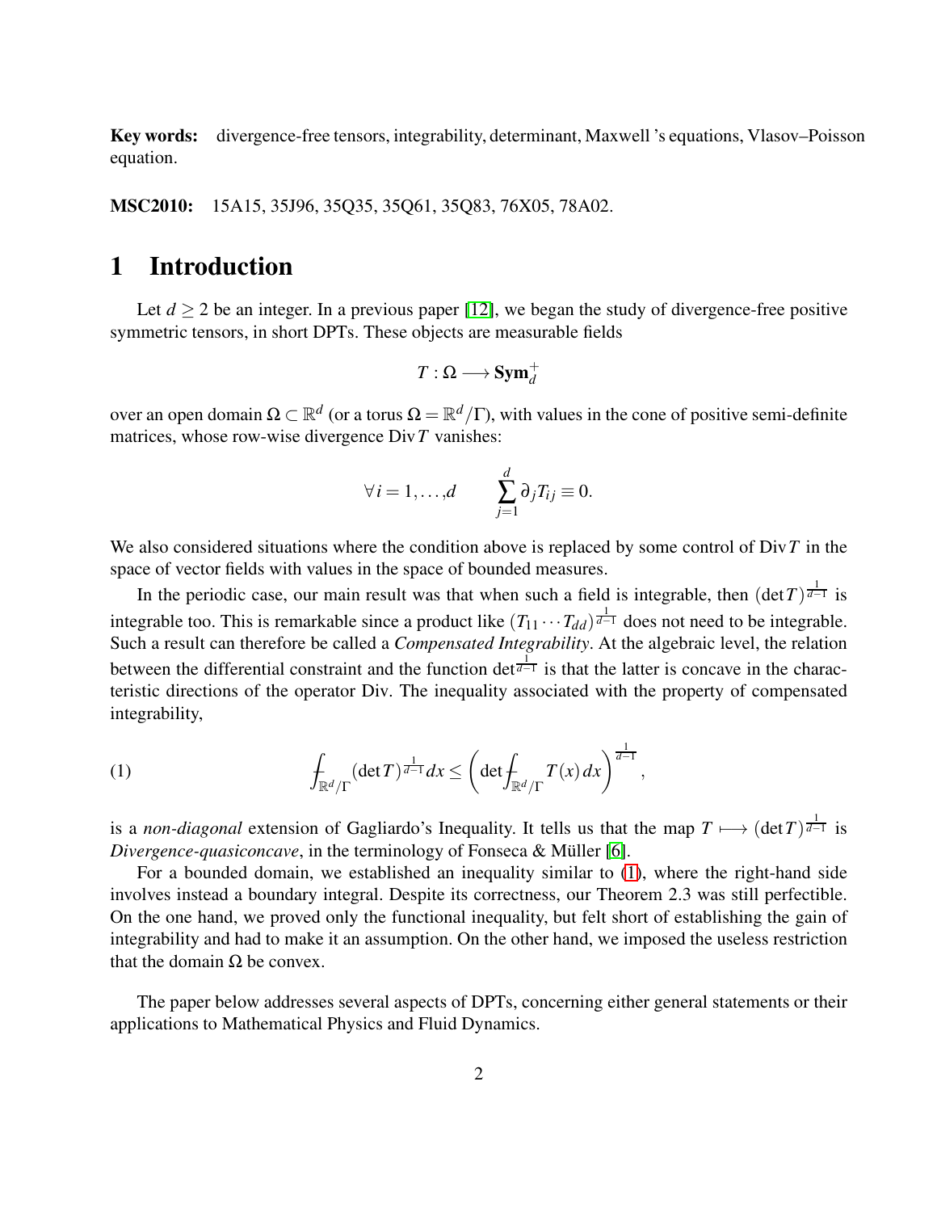**Key words:** divergence-free tensors, integrability, determinant, Maxwell 's equations, Vlasov–Poisson equation.

**MSC2010:** 15A15, 35J96, 35Q35, 35Q61, 35Q83, 76X05, 78A02.

# 1 Introduction

Let $d \geq 2$ be an integer. In a previous paper [12], we began the study of divergence-free positive symmetric tensors, in short DPTs. These objects are measurable fields

$$T : \Omega \longrightarrow \mathbf{Sym}_d^+$$

over an open domain $\Omega \subset \mathbb{R}^d$ (or a torus $\Omega = \mathbb{R}^d/\Gamma$), with values in the cone of positive semi-definite matrices, whose row-wise divergence $\operatorname{Div} T$ vanishes:

$$\forall i = 1, \dots, d \qquad \sum_{j=1}^{d} \partial_j T_{ij} \equiv 0.$$

We also considered situations where the condition above is replaced by some control of $\operatorname{Div} T$ in the space of vector fields with values in the space of bounded measures.

In the periodic case, our main result was that when such a field is integrable, then $(\det T)^{\frac{1}{d-1}}$ is integrable too. This is remarkable since a product like $(T_{11} \cdots T_{dd})^{\frac{1}{d-1}}$ does not need to be integrable. Such a result can therefore be called a *Compensated Integrability*. At the algebraic level, the relation between the differential constraint and the function $\det^{\frac{1}{d-1}}$ is that the latter is concave in the characteristic directions of the operator Div. The inequality associated with the property of compensated integrability,

$$\fint_{\mathbb{R}^d/\Gamma} (\det T)^{\frac{1}{d-1}} dx \leq \left( \det \fint_{\mathbb{R}^d/\Gamma} T(x)\, dx \right)^{\frac{1}{d-1}}, \tag{1}$$

is a *non-diagonal* extension of Gagliardo's Inequality. It tells us that the map $T \longmapsto (\det T)^{\frac{1}{d-1}}$ is *Divergence-quasiconcave*, in the terminology of Fonseca & Müller [6].

For a bounded domain, we established an inequality similar to (1), where the right-hand side involves instead a boundary integral. Despite its correctness, our Theorem 2.3 was still perfectible. On the one hand, we proved only the functional inequality, but felt short of establishing the gain of integrability and had to make it an assumption. On the other hand, we imposed the useless restriction that the domain $\Omega$ be convex.

The paper below addresses several aspects of DPTs, concerning either general statements or their applications to Mathematical Physics and Fluid Dynamics.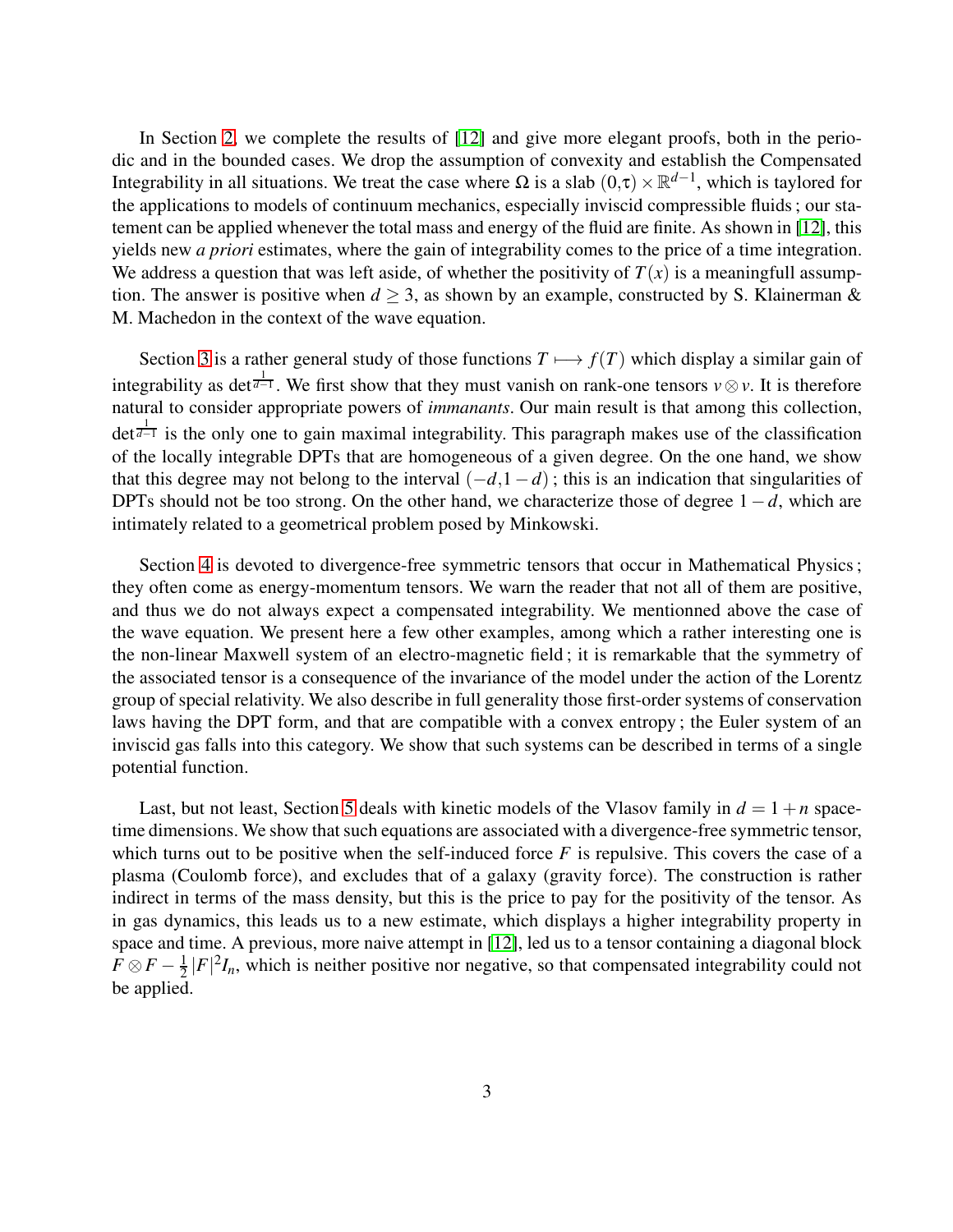In Section 2, we complete the results of [12] and give more elegant proofs, both in the periodic and in the bounded cases. We drop the assumption of convexity and establish the Compensated Integrability in all situations. We treat the case where $\Omega$ is a slab $(0,\tau)\times\mathbb{R}^{d-1}$, which is taylored for the applications to models of continuum mechanics, especially inviscid compressible fluids ; our statement can be applied whenever the total mass and energy of the fluid are finite. As shown in [12], this yields new *a priori* estimates, where the gain of integrability comes to the price of a time integration. We address a question that was left aside, of whether the positivity of $T(x)$ is a meaningfull assumption. The answer is positive when $d\ge 3$, as shown by an example, constructed by S. Klainerman & M. Machedon in the context of the wave equation.

Section 3 is a rather general study of those functions $T\longmapsto f(T)$ which display a similar gain of integrability as $\det^{\frac{1}{d-1}}$. We first show that they must vanish on rank-one tensors $v\otimes v$. It is therefore natural to consider appropriate powers of *immanants*. Our main result is that among this collection, $\det^{\frac{1}{d-1}}$ is the only one to gain maximal integrability. This paragraph makes use of the classification of the locally integrable DPTs that are homogeneous of a given degree. On the one hand, we show that this degree may not belong to the interval $(-d,1-d)$ ; this is an indication that singularities of DPTs should not be too strong. On the other hand, we characterize those of degree $1-d$, which are intimately related to a geometrical problem posed by Minkowski.

Section 4 is devoted to divergence-free symmetric tensors that occur in Mathematical Physics ; they often come as energy-momentum tensors. We warn the reader that not all of them are positive, and thus we do not always expect a compensated integrability. We mentionned above the case of the wave equation. We present here a few other examples, among which a rather interesting one is the non-linear Maxwell system of an electro-magnetic field ; it is remarkable that the symmetry of the associated tensor is a consequence of the invariance of the model under the action of the Lorentz group of special relativity. We also describe in full generality those first-order systems of conservation laws having the DPT form, and that are compatible with a convex entropy ; the Euler system of an inviscid gas falls into this category. We show that such systems can be described in terms of a single potential function.

Last, but not least, Section 5 deals with kinetic models of the Vlasov family in $d=1+n$ space-time dimensions. We show that such equations are associated with a divergence-free symmetric tensor, which turns out to be positive when the self-induced force $F$ is repulsive. This covers the case of a plasma (Coulomb force), and excludes that of a galaxy (gravity force). The construction is rather indirect in terms of the mass density, but this is the price to pay for the positivity of the tensor. As in gas dynamics, this leads us to a new estimate, which displays a higher integrability property in space and time. A previous, more naive attempt in [12], led us to a tensor containing a diagonal block $F\otimes F-\frac{1}{2}|F|^2I_n$, which is neither positive nor negative, so that compensated integrability could not be applied.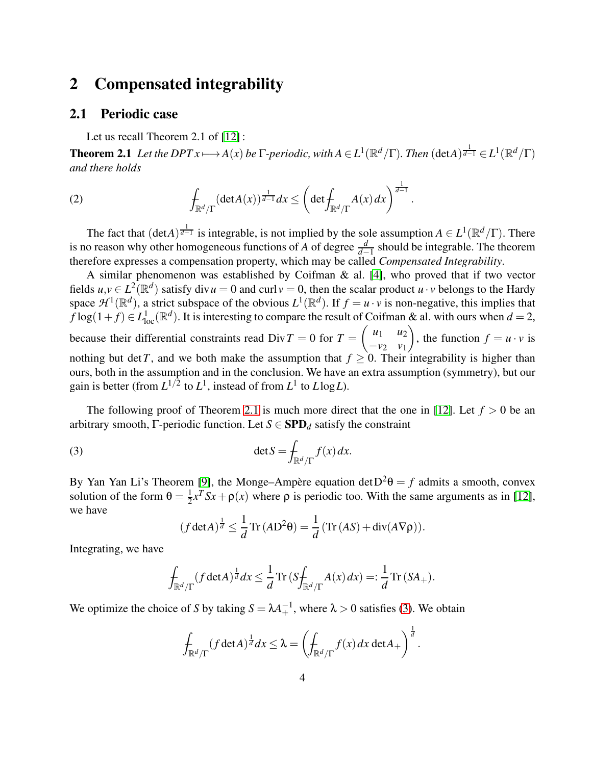# 2 Compensated integrability

## 2.1 Periodic case

Let us recall Theorem 2.1 of [12] :

**Theorem 2.1** *Let the DPT $x \longmapsto A(x)$ be $\Gamma$-periodic, with $A \in L^1(\mathbb{R}^d/\Gamma)$. Then $(\det A)^{\frac{1}{d-1}} \in L^1(\mathbb{R}^d/\Gamma)$ and there holds*

$$
\fint_{\mathbb{R}^d/\Gamma} (\det A(x))^{\frac{1}{d-1}} dx \leq \left( \det \fint_{\mathbb{R}^d/\Gamma} A(x)\, dx \right)^{\frac{1}{d-1}}. \tag{2}
$$

The fact that $(\det A)^{\frac{1}{d-1}}$ is integrable, is not implied by the sole assumption $A \in L^1(\mathbb{R}^d/\Gamma)$. There is no reason why other homogeneous functions of $A$ of degree $\frac{d}{d-1}$ should be integrable. The theorem therefore expresses a compensation property, which may be called *Compensated Integrability*.

A similar phenomenon was established by Coifman & al. [4], who proved that if two vector fields $u, v \in L^2(\mathbb{R}^d)$ satisfy $\operatorname{div} u = 0$ and $\operatorname{curl} v = 0$, then the scalar product $u \cdot v$ belongs to the Hardy space $\mathcal{H}^1(\mathbb{R}^d)$, a strict subspace of the obvious $L^1(\mathbb{R}^d)$. If $f = u \cdot v$ is non-negative, this implies that $f \log(1+f) \in L^1_{\rm loc}(\mathbb{R}^d)$. It is interesting to compare the result of Coifman & al. with ours when $d = 2$, because their differential constraints read $\operatorname{Div} T = 0$ for $T = \begin{pmatrix} u_1 & u_2 \\ -v_2 & v_1 \end{pmatrix}$, the function $f = u \cdot v$ is nothing but $\det T$, and we both make the assumption that $f \geq 0$. Their integrability is higher than ours, both in the assumption and in the conclusion. We have an extra assumption (symmetry), but our gain is better (from $L^{1/2}$ to $L^1$, instead of from $L^1$ to $L \log L$).

The following proof of Theorem 2.1 is much more direct that the one in [12]. Let $f > 0$ be an arbitrary smooth, $\Gamma$-periodic function. Let $S \in \mathbf{SPD}_d$ satisfy the constraint

$$
\det S = \fint_{\mathbb{R}^d/\Gamma} f(x)\, dx. \tag{3}
$$

By Yan Yan Li's Theorem [9], the Monge–Ampère equation $\det \mathrm{D}^2\theta = f$ admits a smooth, convex solution of the form $\theta = \frac{1}{2} x^T S x + \rho(x)$ where $\rho$ is periodic too. With the same arguments as in [12], we have

$$
(f \det A)^{\frac{1}{d}} \leq \frac{1}{d} \operatorname{Tr}(A \mathrm{D}^2\theta) = \frac{1}{d} (\operatorname{Tr}(AS) + \operatorname{div}(A \nabla \rho)).
$$

Integrating, we have

$$
\fint_{\mathbb{R}^d/\Gamma} (f \det A)^{\frac{1}{d}} dx \leq \frac{1}{d} \operatorname{Tr}(S \fint_{\mathbb{R}^d/\Gamma} A(x)\, dx) =: \frac{1}{d} \operatorname{Tr}(S A_+).
$$

We optimize the choice of $S$ by taking $S = \lambda A_+^{-1}$, where $\lambda > 0$ satisfies (3). We obtain

$$
\fint_{\mathbb{R}^d/\Gamma} (f \det A)^{\frac{1}{d}} dx \leq \lambda = \left( \fint_{\mathbb{R}^d/\Gamma} f(x)\, dx \det A_+ \right)^{\frac{1}{d}}.
$$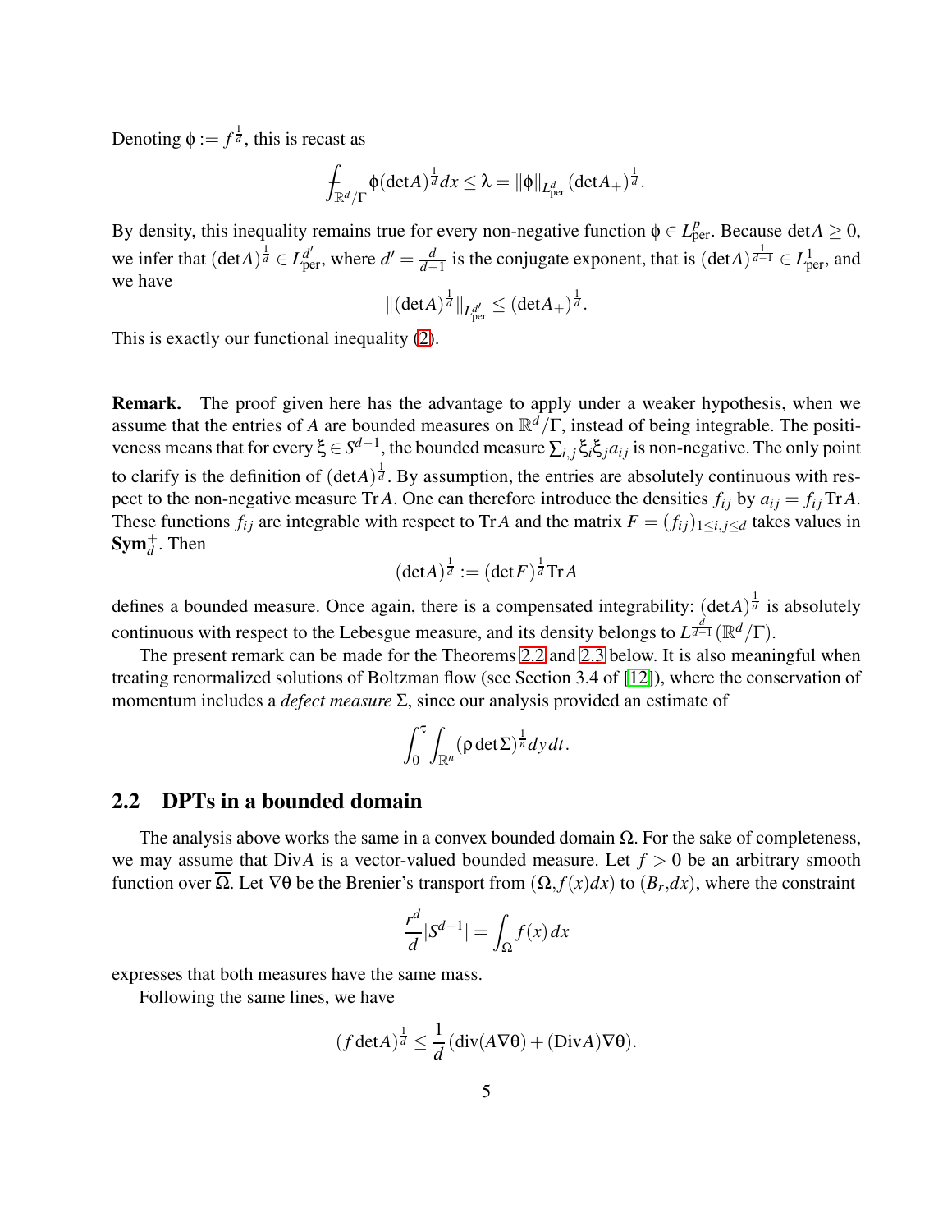Denoting $\phi := f^{\frac{1}{d}}$, this is recast as

$$\fint_{\mathbb{R}^d/\Gamma} \phi (\det A)^{\frac{1}{d}} dx \leq \lambda = \|\phi\|_{L^d_{\rm per}} (\det A_+)^{\frac{1}{d}}.$$

By density, this inequality remains true for every non-negative function $\phi \in L^p_{\rm per}$. Because $\det A \geq 0$, we infer that $(\det A)^{\frac{1}{d}} \in L^{d'}_{\rm per}$, where $d' = \frac{d}{d-1}$ is the conjugate exponent, that is $(\det A)^{\frac{1}{d-1}} \in L^1_{\rm per}$, and we have

$$\|(\det A)^{\frac{1}{d}}\|_{L^{d'}_{\rm per}} \leq (\det A_+)^{\frac{1}{d}}.$$

This is exactly our functional inequality (2).

**Remark.** The proof given here has the advantage to apply under a weaker hypothesis, when we assume that the entries of $A$ are bounded measures on $\mathbb{R}^d/\Gamma$, instead of being integrable. The positiveness means that for every $\xi \in S^{d-1}$, the bounded measure $\sum_{i,j} \xi_i \xi_j a_{ij}$ is non-negative. The only point to clarify is the definition of $(\det A)^{\frac{1}{d}}$. By assumption, the entries are absolutely continuous with respect to the non-negative measure ${\rm Tr} A$. One can therefore introduce the densities $f_{ij}$ by $a_{ij} = f_{ij} {\rm Tr} A$. These functions $f_{ij}$ are integrable with respect to ${\rm Tr} A$ and the matrix $F = (f_{ij})_{1\leq i,j \leq d}$ takes values in $\mathbf{Sym}_d^+$. Then

$$(\det A)^{\frac{1}{d}} := (\det F)^{\frac{1}{d}} {\rm Tr} A$$

defines a bounded measure. Once again, there is a compensated integrability: $(\det A)^{\frac{1}{d}}$ is absolutely continuous with respect to the Lebesgue measure, and its density belongs to $L^{\frac{d}{d-1}}(\mathbb{R}^d/\Gamma)$.

The present remark can be made for the Theorems 2.2 and 2.3 below. It is also meaningful when treating renormalized solutions of Boltzman flow (see Section 3.4 of [12]), where the conservation of momentum includes a *defect measure* $\Sigma$, since our analysis provided an estimate of

$$\int_0^\tau \int_{\mathbb{R}^n} (\rho \det \Sigma)^{\frac{1}{n}} dy\, dt.$$

## 2.2 DPTs in a bounded domain

The analysis above works the same in a convex bounded domain $\Omega$. For the sake of completeness, we may assume that ${\rm Div} A$ is a vector-valued bounded measure. Let $f > 0$ be an arbitrary smooth function over $\overline{\Omega}$. Let $\nabla\theta$ be the Brenier's transport from $(\Omega, f(x)dx)$ to $(B_r, dx)$, where the constraint

$$\frac{r^d}{d} |S^{d-1}| = \int_\Omega f(x)\, dx$$

expresses that both measures have the same mass.

Following the same lines, we have

$$(f \det A)^{\frac{1}{d}} \leq \frac{1}{d} ({\rm div}(A\nabla\theta) + ({\rm Div} A)\nabla\theta).$$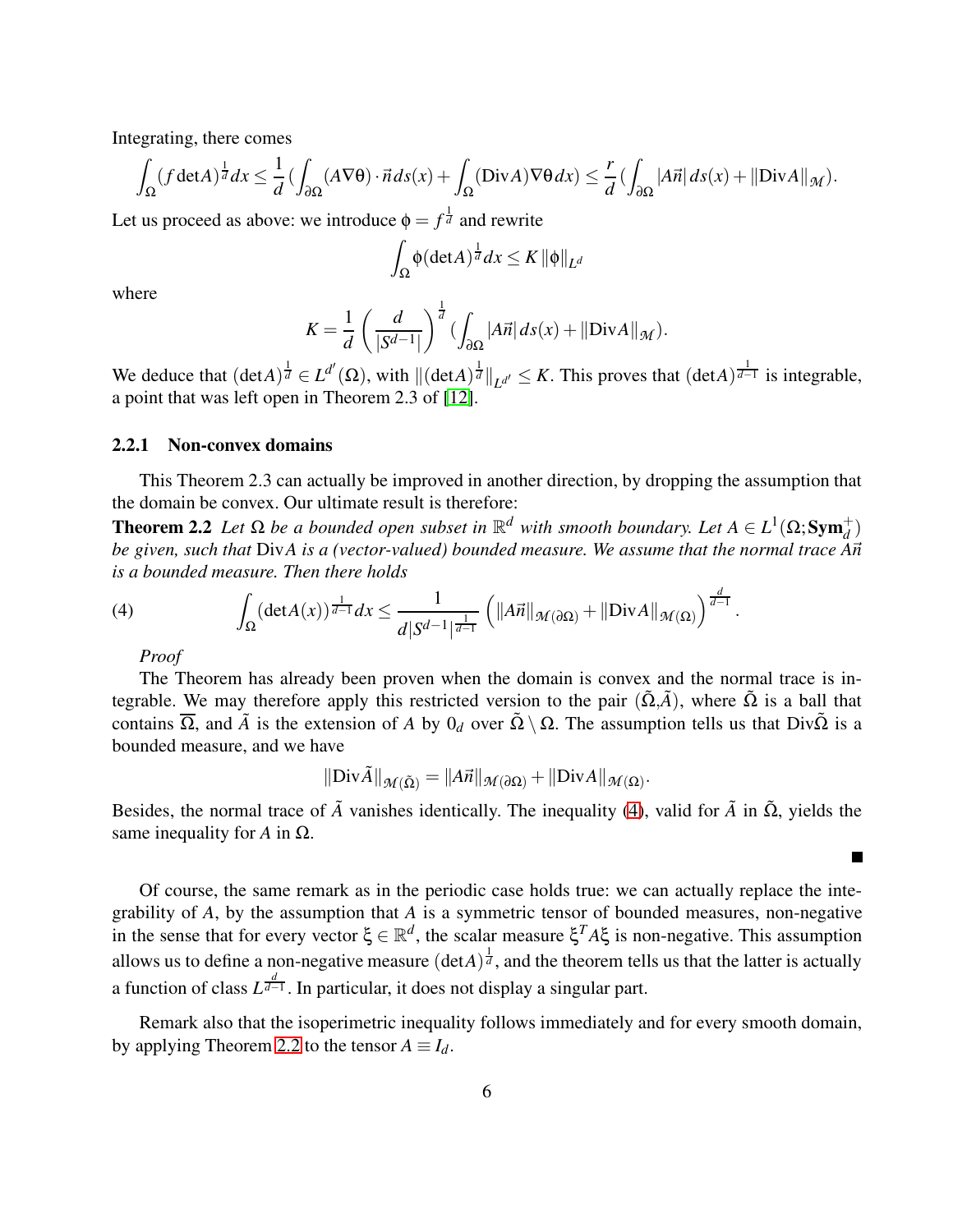Integrating, there comes

$$\int_\Omega (f \det A)^{\frac{1}{d}} dx \leq \frac{1}{d}\left(\int_{\partial\Omega} (A\nabla\theta)\cdot\vec{n}\, ds(x) + \int_\Omega (\mathrm{Div} A)\nabla\theta\, dx\right) \leq \frac{r}{d}\left(\int_{\partial\Omega} |A\vec{n}|\, ds(x) + \|\mathrm{Div} A\|_{\mathcal{M}}\right).$$

Let us proceed as above: we introduce $\phi = f^{\frac{1}{d}}$ and rewrite

$$\int_\Omega \phi (\det A)^{\frac{1}{d}} dx \leq K \|\phi\|_{L^d}$$

where

$$K = \frac{1}{d}\left(\frac{d}{|S^{d-1}|}\right)^{\frac{1}{d}} \left(\int_{\partial\Omega} |A\vec{n}|\, ds(x) + \|\mathrm{Div} A\|_{\mathcal{M}}\right).$$

We deduce that $(\det A)^{\frac{1}{d}} \in L^{d'}(\Omega)$, with $\|(\det A)^{\frac{1}{d}}\|_{L^{d'}} \leq K$. This proves that $(\det A)^{\frac{1}{d-1}}$ is integrable, a point that was left open in Theorem 2.3 of [12].

### 2.2.1 Non-convex domains

This Theorem 2.3 can actually be improved in another direction, by dropping the assumption that the domain be convex. Our ultimate result is therefore:

**Theorem 2.2** *Let $\Omega$ be a bounded open subset in $\mathbb{R}^d$ with smooth boundary. Let $A \in L^1(\Omega; \mathbf{Sym}_d^+)$ be given, such that $\mathrm{Div} A$ is a (vector-valued) bounded measure. We assume that the normal trace $A\vec{n}$ is a bounded measure. Then there holds*

$$\int_\Omega (\det A(x))^{\frac{1}{d-1}} dx \leq \frac{1}{d|S^{d-1}|^{\frac{1}{d-1}}} \left(\|A\vec{n}\|_{\mathcal{M}(\partial\Omega)} + \|\mathrm{Div} A\|_{\mathcal{M}(\Omega)}\right)^{\frac{d}{d-1}}. \tag{4}$$

*Proof*

The Theorem has already been proven when the domain is convex and the normal trace is integrable. We may therefore apply this restricted version to the pair $(\tilde{\Omega}, \tilde{A})$, where $\tilde{\Omega}$ is a ball that contains $\overline{\Omega}$, and $\tilde{A}$ is the extension of $A$ by $0_d$ over $\tilde{\Omega} \setminus \Omega$. The assumption tells us that $\mathrm{Div}\tilde{\Omega}$ is a bounded measure, and we have

$$\|\mathrm{Div}\tilde{A}\|_{\mathcal{M}(\tilde{\Omega})} = \|A\vec{n}\|_{\mathcal{M}(\partial\Omega)} + \|\mathrm{Div} A\|_{\mathcal{M}(\Omega)}.$$

Besides, the normal trace of $\tilde{A}$ vanishes identically. The inequality (4), valid for $\tilde{A}$ in $\tilde{\Omega}$, yields the same inequality for $A$ in $\Omega$.

■

Of course, the same remark as in the periodic case holds true: we can actually replace the integrability of $A$, by the assumption that $A$ is a symmetric tensor of bounded measures, non-negative in the sense that for every vector $\xi \in \mathbb{R}^d$, the scalar measure $\xi^T A \xi$ is non-negative. This assumption allows us to define a non-negative measure $(\det A)^{\frac{1}{d}}$, and the theorem tells us that the latter is actually a function of class $L^{\frac{d}{d-1}}$. In particular, it does not display a singular part.

Remark also that the isoperimetric inequality follows immediately and for every smooth domain, by applying Theorem 2.2 to the tensor $A \equiv I_d$.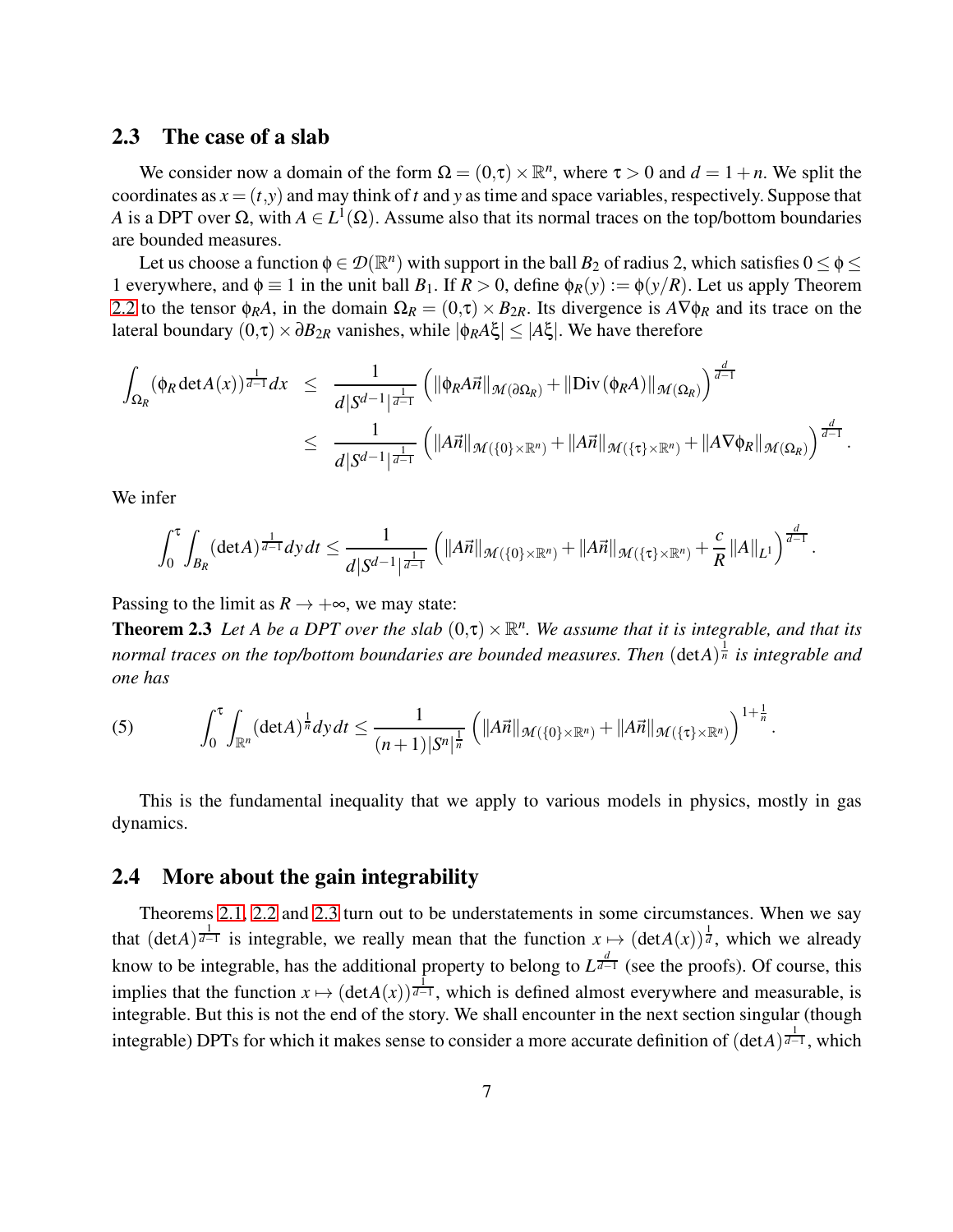## 2.3 The case of a slab

We consider now a domain of the form $\Omega = (0,\tau)\times\mathbb{R}^n$, where $\tau > 0$ and $d = 1+n$. We split the coordinates as $x = (t,y)$ and may think of $t$ and $y$ as time and space variables, respectively. Suppose that $A$ is a DPT over $\Omega$, with $A \in L^1(\Omega)$. Assume also that its normal traces on the top/bottom boundaries are bounded measures.

Let us choose a function $\phi \in \mathcal{D}(\mathbb{R}^n)$ with support in the ball $B_2$ of radius 2, which satisfies $0 \le \phi \le 1$ everywhere, and $\phi \equiv 1$ in the unit ball $B_1$. If $R > 0$, define $\phi_R(y) := \phi(y/R)$. Let us apply Theorem 2.2 to the tensor $\phi_R A$, in the domain $\Omega_R = (0,\tau)\times B_{2R}$. Its divergence is $A\nabla\phi_R$ and its trace on the lateral boundary $(0,\tau)\times\partial B_{2R}$ vanishes, while $|\phi_R A\xi| \le |A\xi|$. We have therefore

$$
\begin{aligned}
\int_{\Omega_R}(\phi_R \det A(x))^{\frac{1}{d-1}}dx &\le \frac{1}{d|S^{d-1}|^{\frac{1}{d-1}}}\left(\|\phi_R A\vec{n}\|_{\mathcal{M}(\partial\Omega_R)} + \|\mathrm{Div}\,(\phi_R A)\|_{\mathcal{M}(\Omega_R)}\right)^{\frac{d}{d-1}}\\
&\le \frac{1}{d|S^{d-1}|^{\frac{1}{d-1}}}\left(\|A\vec{n}\|_{\mathcal{M}(\{0\}\times\mathbb{R}^n)} + \|A\vec{n}\|_{\mathcal{M}(\{\tau\}\times\mathbb{R}^n)} + \|A\nabla\phi_R\|_{\mathcal{M}(\Omega_R)}\right)^{\frac{d}{d-1}}.
\end{aligned}
$$

We infer

$$
\int_0^\tau\int_{B_R}(\det A)^{\frac{1}{d-1}}dy\,dt \le \frac{1}{d|S^{d-1}|^{\frac{1}{d-1}}}\left(\|A\vec{n}\|_{\mathcal{M}(\{0\}\times\mathbb{R}^n)} + \|A\vec{n}\|_{\mathcal{M}(\{\tau\}\times\mathbb{R}^n)} + \frac{c}{R}\|A\|_{L^1}\right)^{\frac{d}{d-1}}.
$$

Passing to the limit as $R \to +\infty$, we may state:

**Theorem 2.3** *Let $A$ be a DPT over the slab $(0,\tau)\times\mathbb{R}^n$. We assume that it is integrable, and that its normal traces on the top/bottom boundaries are bounded measures. Then $(\det A)^{\frac{1}{n}}$ is integrable and one has*

$$
\int_0^\tau\int_{\mathbb{R}^n}(\det A)^{\frac{1}{n}}dy\,dt \le \frac{1}{(n+1)|S^n|^{\frac{1}{n}}}\left(\|A\vec{n}\|_{\mathcal{M}(\{0\}\times\mathbb{R}^n)} + \|A\vec{n}\|_{\mathcal{M}(\{\tau\}\times\mathbb{R}^n)}\right)^{1+\frac{1}{n}}. \tag{5}
$$

This is the fundamental inequality that we apply to various models in physics, mostly in gas dynamics.

## 2.4 More about the gain integrability

Theorems 2.1, 2.2 and 2.3 turn out to be understatements in some circumstances. When we say that $(\det A)^{\frac{1}{d-1}}$ is integrable, we really mean that the function $x \mapsto (\det A(x))^{\frac{1}{d}}$, which we already know to be integrable, has the additional property to belong to $L^{\frac{d}{d-1}}$ (see the proofs). Of course, this implies that the function $x \mapsto (\det A(x))^{\frac{1}{d-1}}$, which is defined almost everywhere and measurable, is integrable. But this is not the end of the story. We shall encounter in the next section singular (though integrable) DPTs for which it makes sense to consider a more accurate definition of $(\det A)^{\frac{1}{d-1}}$, which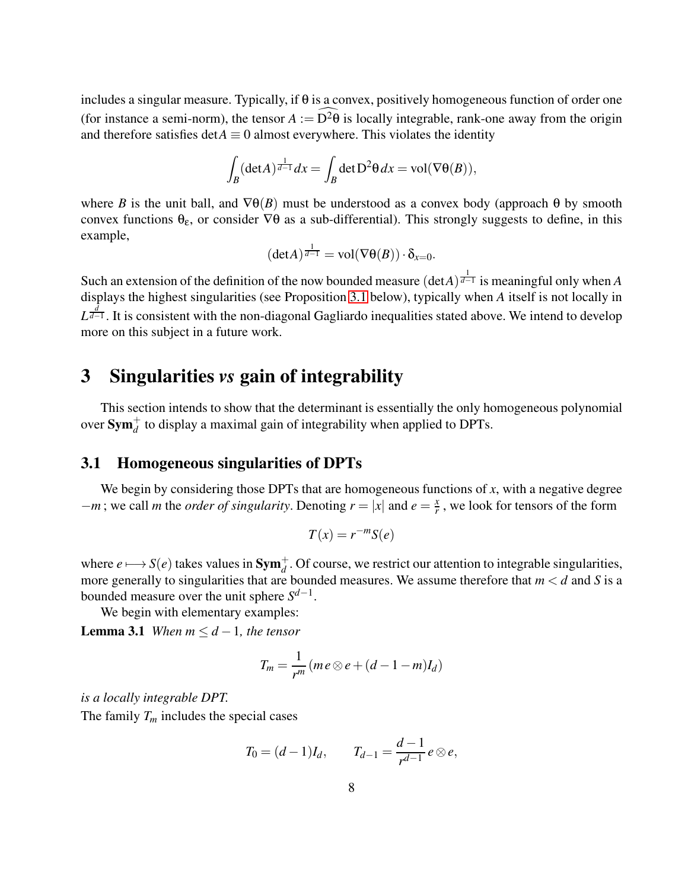includes a singular measure. Typically, if $\theta$ is a convex, positively homogeneous function of order one (for instance a semi-norm), the tensor $A := \widehat{D^2\theta}$ is locally integrable, rank-one away from the origin and therefore satisfies $\det A \equiv 0$ almost everywhere. This violates the identity

$$\int_B (\det A)^{\frac{1}{d-1}} dx = \int_B \det D^2\theta \, dx = \mathrm{vol}(\nabla\theta(B)),$$

where $B$ is the unit ball, and $\nabla\theta(B)$ must be understood as a convex body (approach $\theta$ by smooth convex functions $\theta_\varepsilon$, or consider $\nabla\theta$ as a sub-differential). This strongly suggests to define, in this example,

$$(\det A)^{\frac{1}{d-1}} = \mathrm{vol}(\nabla\theta(B)) \cdot \delta_{x=0}.$$

Such an extension of the definition of the now bounded measure $(\det A)^{\frac{1}{d-1}}$ is meaningful only when $A$ displays the highest singularities (see Proposition 3.1 below), typically when $A$ itself is not locally in $L^{\frac{d}{d-1}}$. It is consistent with the non-diagonal Gagliardo inequalities stated above. We intend to develop more on this subject in a future work.

# 3 Singularities *vs* gain of integrability

This section intends to show that the determinant is essentially the only homogeneous polynomial over $\mathbf{Sym}_d^+$ to display a maximal gain of integrability when applied to DPTs.

## 3.1 Homogeneous singularities of DPTs

We begin by considering those DPTs that are homogeneous functions of $x$, with a negative degree $-m$ ; we call $m$ the *order of singularity*. Denoting $r = |x|$ and $e = \frac{x}{r}$ , we look for tensors of the form

$$T(x) = r^{-m} S(e)$$

where $e \longmapsto S(e)$ takes values in $\mathbf{Sym}_d^+$. Of course, we restrict our attention to integrable singularities, more generally to singularities that are bounded measures. We assume therefore that $m < d$ and $S$ is a bounded measure over the unit sphere $S^{d-1}$.

We begin with elementary examples:

**Lemma 3.1** *When $m \le d-1$, the tensor*

$$T_m = \frac{1}{r^m}\left(m\, e \otimes e + (d-1-m) I_d\right)$$

*is a locally integrable DPT.*

The family $T_m$ includes the special cases

$$T_0 = (d-1) I_d, \qquad T_{d-1} = \frac{d-1}{r^{d-1}}\, e \otimes e,$$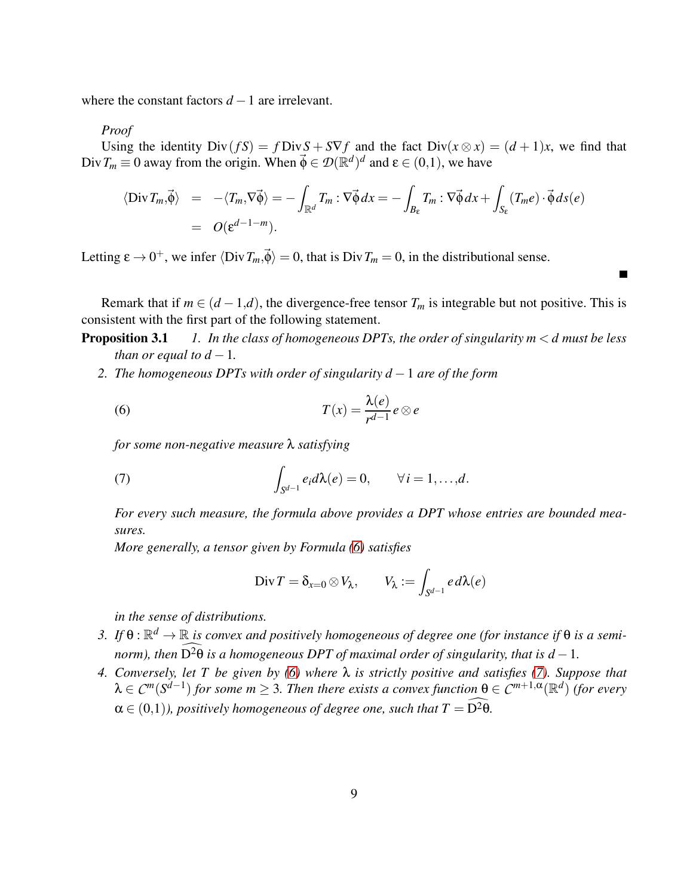where the constant factors $d-1$ are irrelevant.

*Proof*

Using the identity $\mathrm{Div}\,(fS) = f\,\mathrm{Div}\,S + S\nabla f$ and the fact $\mathrm{Div}(x\otimes x) = (d+1)x$, we find that $\mathrm{Div}\,T_m \equiv 0$ away from the origin. When $\vec{\phi} \in \mathcal{D}(\mathbb{R}^d)^d$ and $\varepsilon \in (0,1)$, we have

$$
\begin{aligned}
\langle \mathrm{Div}\,T_m, \vec{\phi}\rangle &= -\langle T_m, \nabla\vec{\phi}\rangle = -\int_{\mathbb{R}^d} T_m : \nabla\vec{\phi}\,dx = -\int_{B_\varepsilon} T_m : \nabla\vec{\phi}\,dx + \int_{S_\varepsilon} (T_m e)\cdot\vec{\phi}\,ds(e) \\
&= O(\varepsilon^{d-1-m}).
\end{aligned}
$$

Letting $\varepsilon \to 0^+$, we infer $\langle \mathrm{Div}\,T_m, \vec{\phi}\rangle = 0$, that is $\mathrm{Div}\,T_m = 0$, in the distributional sense.

■

Remark that if $m \in (d-1,d)$, the divergence-free tensor $T_m$ is integrable but not positive. This is consistent with the first part of the following statement.

**Proposition 3.1** *1. In the class of homogeneous DPTs, the order of singularity $m < d$ must be less than or equal to $d-1$.*

*2. The homogeneous DPTs with order of singularity $d-1$ are of the form*

$$
T(x) = \frac{\lambda(e)}{r^{d-1}}\, e\otimes e \tag{6}
$$

*for some non-negative measure $\lambda$ satisfying*

$$
\int_{S^{d-1}} e_i\, d\lambda(e) = 0, \qquad \forall i = 1,\dots,d. \tag{7}
$$

*For every such measure, the formula above provides a DPT whose entries are bounded measures.*

*More generally, a tensor given by Formula (6) satisfies*

$$
\mathrm{Div}\,T = \delta_{x=0}\otimes V_\lambda, \qquad V_\lambda := \int_{S^{d-1}} e\, d\lambda(e)
$$

*in the sense of distributions.*

*3. If $\theta : \mathbb{R}^d \to \mathbb{R}$ is convex and positively homogeneous of degree one (for instance if $\theta$ is a semi-norm), then $\widehat{\mathrm{D}^2\theta}$ is a homogeneous DPT of maximal order of singularity, that is $d-1$.*

*4. Conversely, let $T$ be given by (6) where $\lambda$ is strictly positive and satisfies (7). Suppose that $\lambda \in C^m(S^{d-1})$ for some $m \geq 3$. Then there exists a convex function $\theta \in C^{m+1,\alpha}(\mathbb{R}^d)$ (for every $\alpha \in (0,1)$), positively homogeneous of degree one, such that $T = \widehat{\mathrm{D}^2\theta}$.*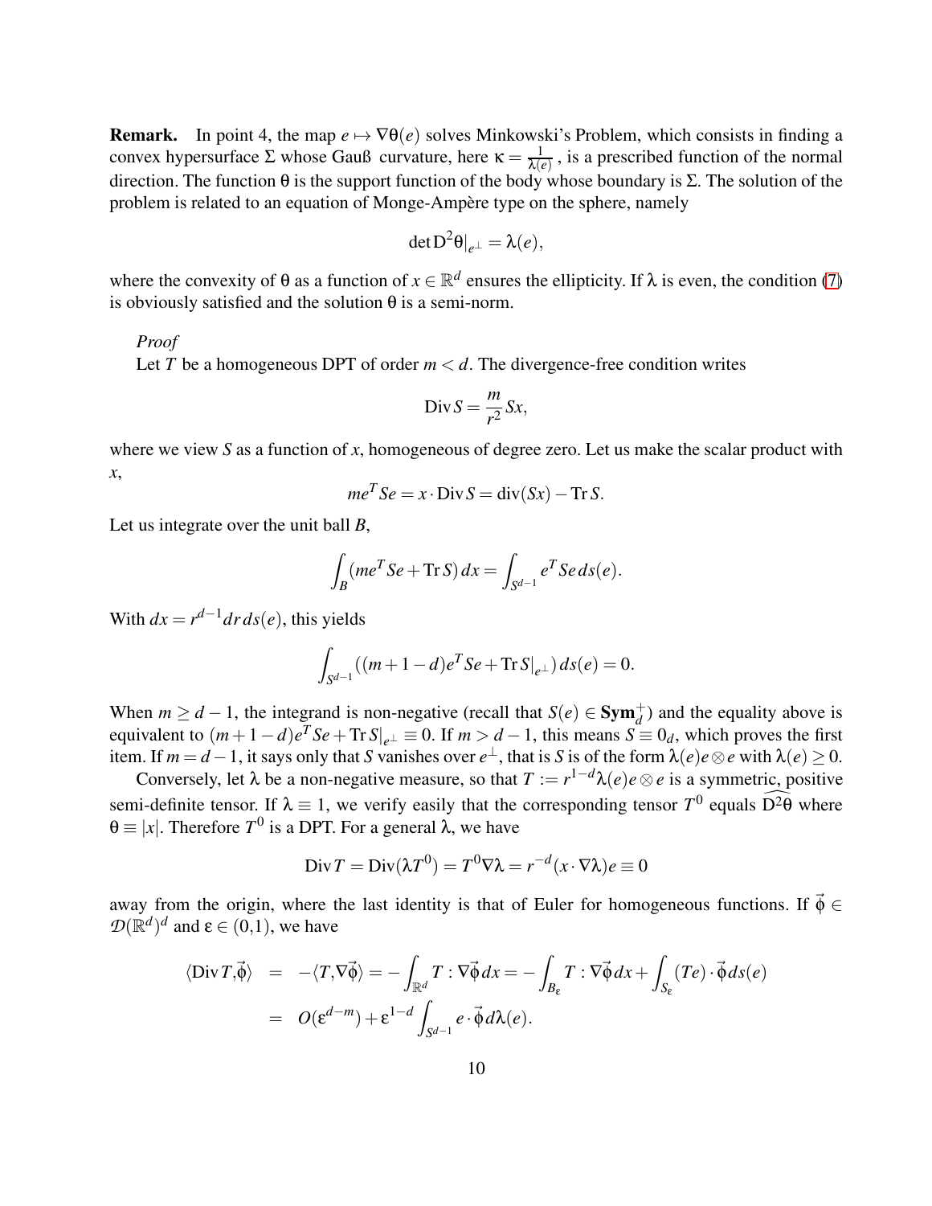**Remark.** In point 4, the map $e \mapsto \nabla\theta(e)$ solves Minkowski's Problem, which consists in finding a convex hypersurface $\Sigma$ whose Gauß curvature, here $\kappa = \frac{1}{\lambda(e)}$, is a prescribed function of the normal direction. The function $\theta$ is the support function of the body whose boundary is $\Sigma$. The solution of the problem is related to an equation of Monge-Ampère type on the sphere, namely

$$\det \mathrm{D}^2\theta|_{e^\perp} = \lambda(e),$$

where the convexity of $\theta$ as a function of $x \in \mathbb{R}^d$ ensures the ellipticity. If $\lambda$ is even, the condition (7) is obviously satisfied and the solution $\theta$ is a semi-norm.

*Proof*

Let $T$ be a homogeneous DPT of order $m < d$. The divergence-free condition writes

$$\operatorname{Div} S = \frac{m}{r^2} Sx,$$

where we view $S$ as a function of $x$, homogeneous of degree zero. Let us make the scalar product with $x$,

$$me^T Se = x \cdot \operatorname{Div} S = \operatorname{div}(Sx) - \operatorname{Tr} S.$$

Let us integrate over the unit ball $B$,

$$\int_B (me^T Se + \operatorname{Tr} S)\, dx = \int_{S^{d-1}} e^T Se\, ds(e).$$

With $dx = r^{d-1} dr\, ds(e)$, this yields

$$\int_{S^{d-1}} ((m+1-d)e^T Se + \operatorname{Tr} S|_{e^\perp})\, ds(e) = 0.$$

When $m \geq d-1$, the integrand is non-negative (recall that $S(e) \in \mathbf{Sym}_d^+$) and the equality above is equivalent to $(m+1-d)e^T Se + \operatorname{Tr} S|_{e^\perp} \equiv 0$. If $m > d-1$, this means $S \equiv 0_d$, which proves the first item. If $m = d-1$, it says only that $S$ vanishes over $e^\perp$, that is $S$ is of the form $\lambda(e) e \otimes e$ with $\lambda(e) \geq 0$.

Conversely, let $\lambda$ be a non-negative measure, so that $T := r^{1-d}\lambda(e) e \otimes e$ is a symmetric, positive semi-definite tensor. If $\lambda \equiv 1$, we verify easily that the corresponding tensor $T^0$ equals $\widehat{\mathrm{D}^2\theta}$ where $\theta \equiv |x|$. Therefore $T^0$ is a DPT. For a general $\lambda$, we have

$$\operatorname{Div} T = \operatorname{Div}(\lambda T^0) = T^0 \nabla\lambda = r^{-d}(x \cdot \nabla\lambda) e \equiv 0$$

away from the origin, where the last identity is that of Euler for homogeneous functions. If $\vec{\phi} \in \mathcal{D}(\mathbb{R}^d)^d$ and $\varepsilon \in (0,1)$, we have

$$\begin{aligned}
\langle \operatorname{Div} T, \vec{\phi} \rangle &= -\langle T, \nabla\vec{\phi} \rangle = -\int_{\mathbb{R}^d} T : \nabla\vec{\phi}\, dx = -\int_{B_\varepsilon} T : \nabla\vec{\phi}\, dx + \int_{S_\varepsilon} (Te) \cdot \vec{\phi}\, ds(e) \\
&= O(\varepsilon^{d-m}) + \varepsilon^{1-d} \int_{S^{d-1}} e \cdot \vec{\phi}\, d\lambda(e).
\end{aligned}$$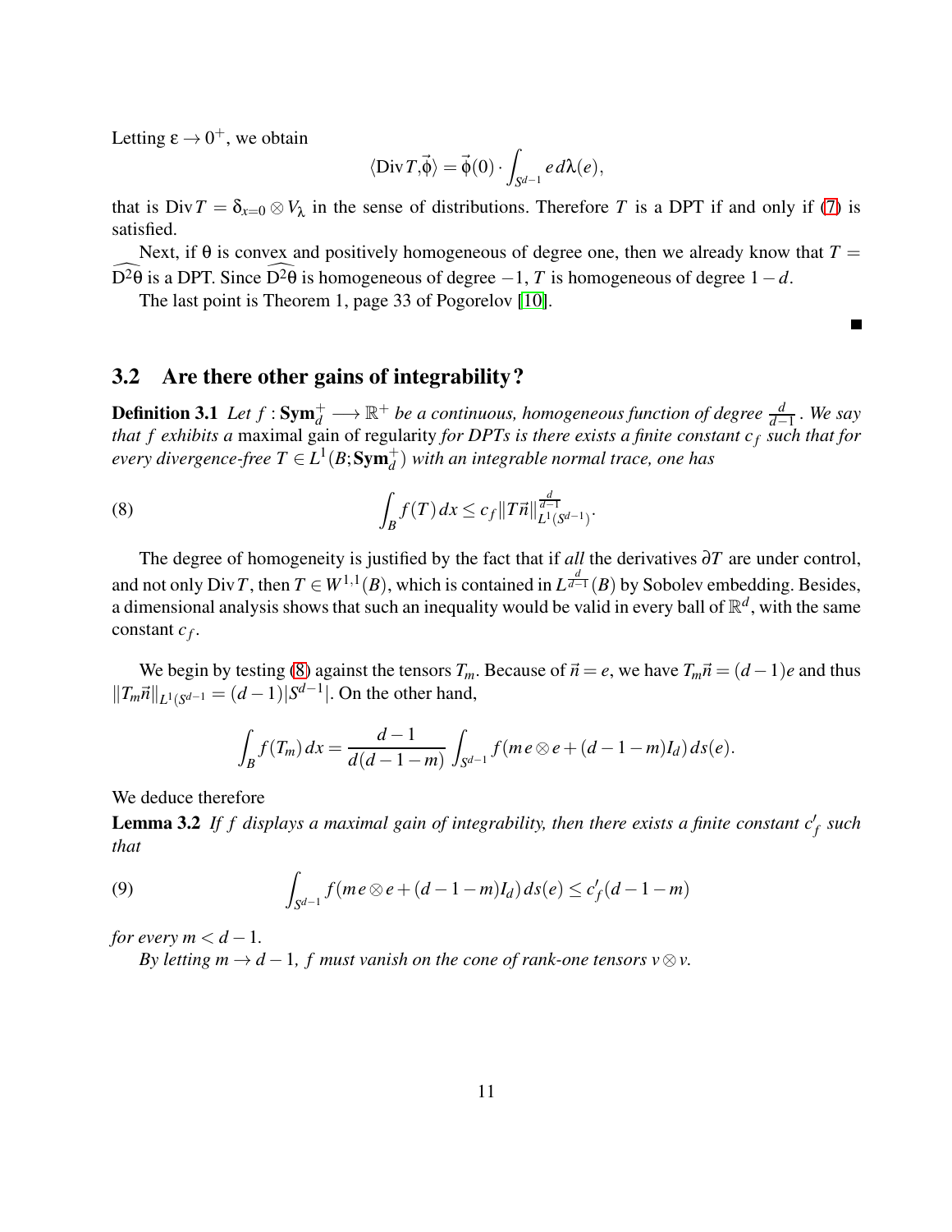Letting $\varepsilon \to 0^+$, we obtain

$$\langle \operatorname{Div} T, \vec{\phi} \rangle = \vec{\phi}(0) \cdot \int_{S^{d-1}} e \, d\lambda(e),$$

that is $\operatorname{Div} T = \delta_{x=0} \otimes V_\lambda$ in the sense of distributions. Therefore $T$ is a DPT if and only if (7) is satisfied.

Next, if $\theta$ is convex and positively homogeneous of degree one, then we already know that $T = \widehat{D^2\theta}$ is a DPT. Since $\widehat{D^2\theta}$ is homogeneous of degree $-1$, $T$ is homogeneous of degree $1-d$.

The last point is Theorem 1, page 33 of Pogorelov [10].

■

## 3.2 Are there other gains of integrability?

**Definition 3.1** *Let $f : \mathbf{Sym}_d^+ \longrightarrow \mathbb{R}^+$ be a continuous, homogeneous function of degree $\frac{d}{d-1}$. We say that $f$ exhibits a* maximal gain of regularity *for DPTs is there exists a finite constant $c_f$ such that for every divergence-free $T \in L^1(B;\mathbf{Sym}_d^+)$ with an integrable normal trace, one has*

$$\int_B f(T)\, dx \le c_f \|T\vec{n}\|_{L^1(S^{d-1})}^{\frac{d}{d-1}}. \tag{8}$$

The degree of homogeneity is justified by the fact that if *all* the derivatives $\partial T$ are under control, and not only $\operatorname{Div} T$, then $T \in W^{1,1}(B)$, which is contained in $L^{\frac{d}{d-1}}(B)$ by Sobolev embedding. Besides, a dimensional analysis shows that such an inequality would be valid in every ball of $\mathbb{R}^d$, with the same constant $c_f$.

We begin by testing (8) against the tensors $T_m$. Because of $\vec{n} = e$, we have $T_m\vec{n} = (d-1)e$ and thus $\|T_m\vec{n}\|_{L^1(S^{d-1}} = (d-1)|S^{d-1}|$. On the other hand,

$$\int_B f(T_m)\, dx = \frac{d-1}{d(d-1-m)} \int_{S^{d-1}} f(m\, e \otimes e + (d-1-m)I_d)\, ds(e).$$

We deduce therefore

**Lemma 3.2** *If $f$ displays a maximal gain of integrability, then there exists a finite constant $c'_f$ such that*

$$\int_{S^{d-1}} f(m\, e \otimes e + (d-1-m)I_d)\, ds(e) \le c'_f (d-1-m) \tag{9}$$

*for every $m < d-1$.*

*By letting $m \to d-1$, $f$ must vanish on the cone of rank-one tensors $v \otimes v$.*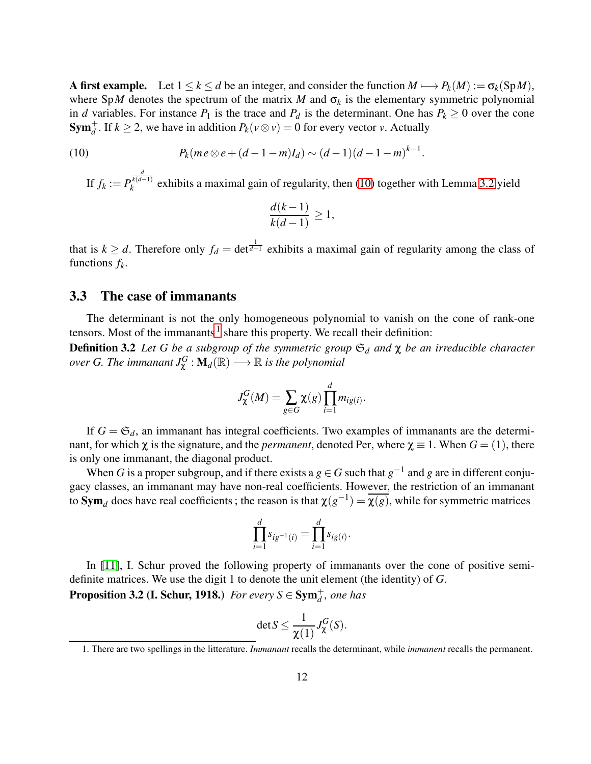**A first example.** Let $1 \leq k \leq d$ be an integer, and consider the function $M \longmapsto P_k(M) := \sigma_k(\mathrm{Sp}\,M)$, where $\mathrm{Sp}\,M$ denotes the spectrum of the matrix $M$ and $\sigma_k$ is the elementary symmetric polynomial in $d$ variables. For instance $P_1$ is the trace and $P_d$ is the determinant. One has $P_k \geq 0$ over the cone $\mathbf{Sym}_d^+$. If $k \geq 2$, we have in addition $P_k(v \otimes v) = 0$ for every vector $v$. Actually

$$P_k(m\, e \otimes e + (d-1-m)I_d) \sim (d-1)(d-1-m)^{k-1}. \tag{10}$$

If $f_k := P_k^{\frac{d}{k(d-1)}}$ exhibits a maximal gain of regularity, then (10) together with Lemma 3.2 yield

$$\frac{d(k-1)}{k(d-1)} \geq 1,$$

that is $k \geq d$. Therefore only $f_d = \det^{\frac{1}{d-1}}$ exhibits a maximal gain of regularity among the class of functions $f_k$.

### 3.3 The case of immanants

The determinant is not the only homogeneous polynomial to vanish on the cone of rank-one tensors. Most of the immanants[1] share this property. We recall their definition:

**Definition 3.2** *Let $G$ be a subgroup of the symmetric group $\mathfrak{S}_d$ and $\chi$ be an irreducible character over $G$. The immanant $J_\chi^G : \mathbf{M}_d(\mathbb{R}) \longrightarrow \mathbb{R}$ is the polynomial*

$$J_\chi^G(M) = \sum_{g \in G} \chi(g) \prod_{i=1}^{d} m_{ig(i)}.$$

If $G = \mathfrak{S}_d$, an immanant has integral coefficients. Two examples of immanants are the determinant, for which $\chi$ is the signature, and the *permanent*, denoted Per, where $\chi \equiv 1$. When $G = (1)$, there is only one immanant, the diagonal product.

When $G$ is a proper subgroup, and if there exists a $g \in G$ such that $g^{-1}$ and $g$ are in different conjugacy classes, an immanant may have non-real coefficients. However, the restriction of an immanant to $\mathbf{Sym}_d$ does have real coefficients ; the reason is that $\chi(g^{-1}) = \overline{\chi(g)}$, while for symmetric matrices

$$\prod_{i=1}^{d} s_{ig^{-1}(i)} = \prod_{i=1}^{d} s_{ig(i)}.$$

In [11], I. Schur proved the following property of immanants over the cone of positive semi-definite matrices. We use the digit 1 to denote the unit element (the identity) of $G$.

**Proposition 3.2 (I. Schur, 1918.)** *For every $S \in \mathbf{Sym}_d^+$, one has*

$$\det S \leq \frac{1}{\chi(1)} J_\chi^G(S).$$

1. There are two spellings in the litterature. *Immanant* recalls the determinant, while *immanent* recalls the permanent.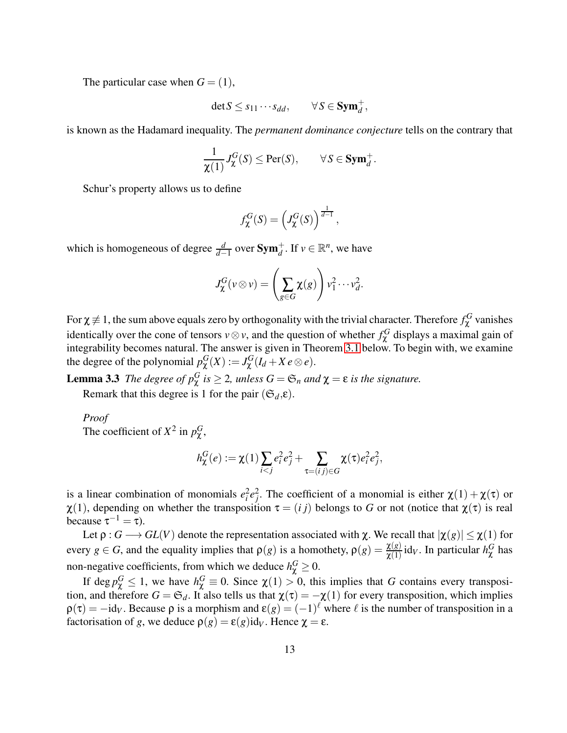The particular case when $G = (1)$,

$$\det S \leq s_{11} \cdots s_{dd}, \qquad \forall S \in \mathbf{Sym}_d^+,$$

is known as the Hadamard inequality. The *permanent dominance conjecture* tells on the contrary that

$$\frac{1}{\chi(1)} J_\chi^G(S) \leq \mathrm{Per}(S), \qquad \forall S \in \mathbf{Sym}_d^+.$$

Schur's property allows us to define

$$f_\chi^G(S) = \left(J_\chi^G(S)\right)^{\frac{1}{d-1}},$$

which is homogeneous of degree $\frac{d}{d-1}$ over $\mathbf{Sym}_d^+$. If $v \in \mathbb{R}^n$, we have

$$J_\chi^G(v \otimes v) = \left(\sum_{g \in G} \chi(g)\right) v_1^2 \cdots v_d^2.$$

For $\chi \not\equiv 1$, the sum above equals zero by orthogonality with the trivial character. Therefore $f_\chi^G$ vanishes identically over the cone of tensors $v \otimes v$, and the question of whether $f_\chi^G$ displays a maximal gain of integrability becomes natural. The answer is given in Theorem 3.1 below. To begin with, we examine the degree of the polynomial $p_\chi^G(X) := J_\chi^G(I_d + X\, e \otimes e)$.

**Lemma 3.3** *The degree of $p_\chi^G$ is $\geq 2$, unless $G = \mathfrak{S}_n$ and $\chi = \varepsilon$ is the signature.*

Remark that this degree is 1 for the pair $(\mathfrak{S}_d, \varepsilon)$.

*Proof*
The coefficient of $X^2$ in $p_\chi^G$,

$$h_\chi^G(e) := \chi(1) \sum_{i<j} e_i^2 e_j^2 + \sum_{\tau = (i\,j) \in G} \chi(\tau) e_i^2 e_j^2,$$

is a linear combination of monomials $e_i^2 e_j^2$. The coefficient of a monomial is either $\chi(1) + \chi(\tau)$ or $\chi(1)$, depending on whether the transposition $\tau = (i\,j)$ belongs to $G$ or not (notice that $\chi(\tau)$ is real because $\tau^{-1} = \tau$).

Let $\rho : G \longrightarrow GL(V)$ denote the representation associated with $\chi$. We recall that $|\chi(g)| \leq \chi(1)$ for every $g \in G$, and the equality implies that $\rho(g)$ is a homothety, $\rho(g) = \frac{\chi(g)}{\chi(1)} \mathrm{id}_V$. In particular $h_\chi^G$ has non-negative coefficients, from which we deduce $h_\chi^G \geq 0$.

If $\deg p_\chi^G \leq 1$, we have $h_\chi^G \equiv 0$. Since $\chi(1) > 0$, this implies that $G$ contains every transposition, and therefore $G = \mathfrak{S}_d$. It also tells us that $\chi(\tau) = -\chi(1)$ for every transposition, which implies $\rho(\tau) = -\mathrm{id}_V$. Because $\rho$ is a morphism and $\varepsilon(g) = (-1)^\ell$ where $\ell$ is the number of transposition in a factorisation of $g$, we deduce $\rho(g) = \varepsilon(g)\mathrm{id}_V$. Hence $\chi = \varepsilon$.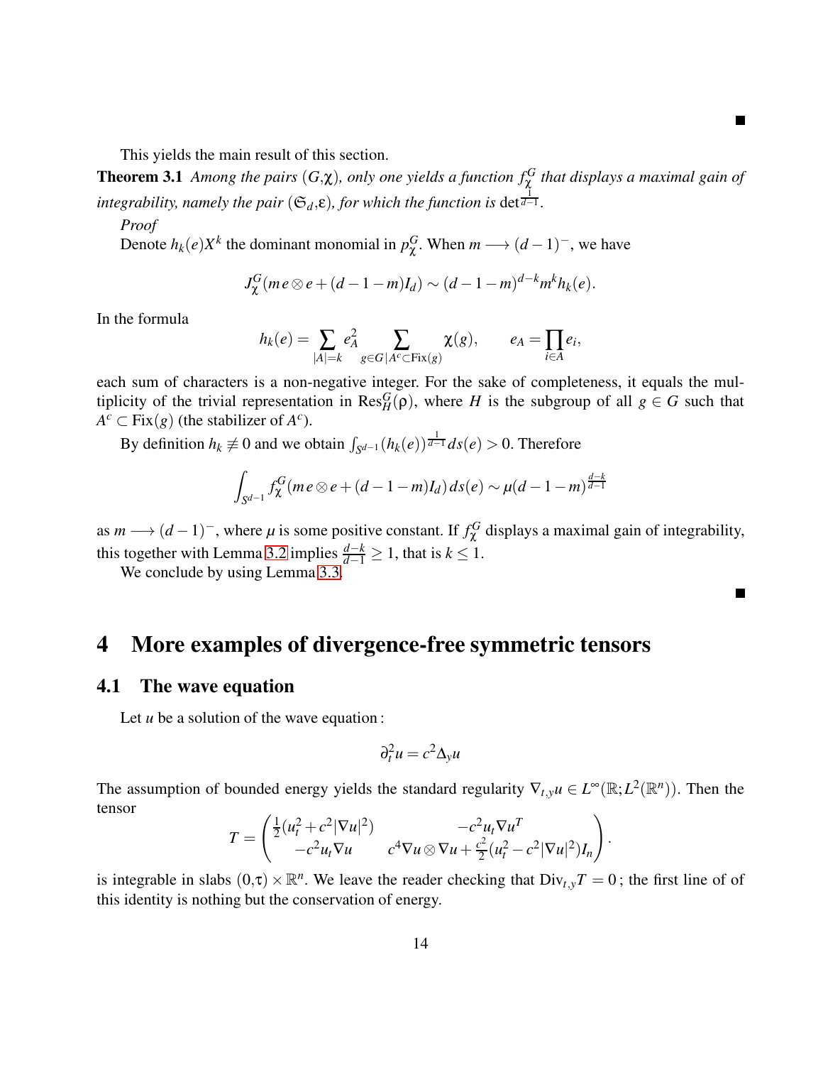■

This yields the main result of this section.

**Theorem 3.1** *Among the pairs $(G,\chi)$, only one yields a function $f_\chi^G$ that displays a maximal gain of integrability, namely the pair $(\mathfrak{S}_d,\varepsilon)$, for which the function is $\det^{\frac{1}{d-1}}$.*

*Proof*

Denote $h_k(e)X^k$ the dominant monomial in $p_\chi^G$. When $m \longrightarrow (d-1)^-$, we have

$$J_\chi^G(m\,e\otimes e+(d-1-m)I_d)\sim(d-1-m)^{d-k}m^k h_k(e).$$

In the formula

$$h_k(e)=\sum_{|A|=k}e_A^2\sum_{g\in G\,|\,A^c\subset\mathrm{Fix}(g)}\chi(g),\qquad e_A=\prod_{i\in A}e_i,$$

each sum of characters is a non-negative integer. For the sake of completeness, it equals the multiplicity of the trivial representation in $\mathrm{Res}_H^G(\rho)$, where $H$ is the subgroup of all $g\in G$ such that $A^c\subset\mathrm{Fix}(g)$ (the stabilizer of $A^c$).

By definition $h_k\not\equiv 0$ and we obtain $\int_{S^{d-1}}(h_k(e))^{\frac{1}{d-1}}ds(e)>0$. Therefore

$$\int_{S^{d-1}}f_\chi^G(m\,e\otimes e+(d-1-m)I_d)\,ds(e)\sim\mu(d-1-m)^{\frac{d-k}{d-1}}$$

as $m\longrightarrow(d-1)^-$, where $\mu$ is some positive constant. If $f_\chi^G$ displays a maximal gain of integrability, this together with Lemma 3.2 implies $\frac{d-k}{d-1}\geq 1$, that is $k\leq 1$.

We conclude by using Lemma 3.3.

■

# 4 More examples of divergence-free symmetric tensors

## 4.1 The wave equation

Let $u$ be a solution of the wave equation :

$$\partial_t^2 u=c^2\Delta_y u$$

The assumption of bounded energy yields the standard regularity $\nabla_{t,y}u\in L^\infty(\mathbb{R};L^2(\mathbb{R}^n))$. Then the tensor

$$T=\begin{pmatrix}\frac12(u_t^2+c^2|\nabla u|^2) & -c^2u_t\nabla u^T\\ -c^2u_t\nabla u & c^4\nabla u\otimes\nabla u+\frac{c^2}{2}(u_t^2-c^2|\nabla u|^2)I_n\end{pmatrix}.$$

is integrable in slabs $(0,\tau)\times\mathbb{R}^n$. We leave the reader checking that $\mathrm{Div}_{t,y}T=0$ ; the first line of of this identity is nothing but the conservation of energy.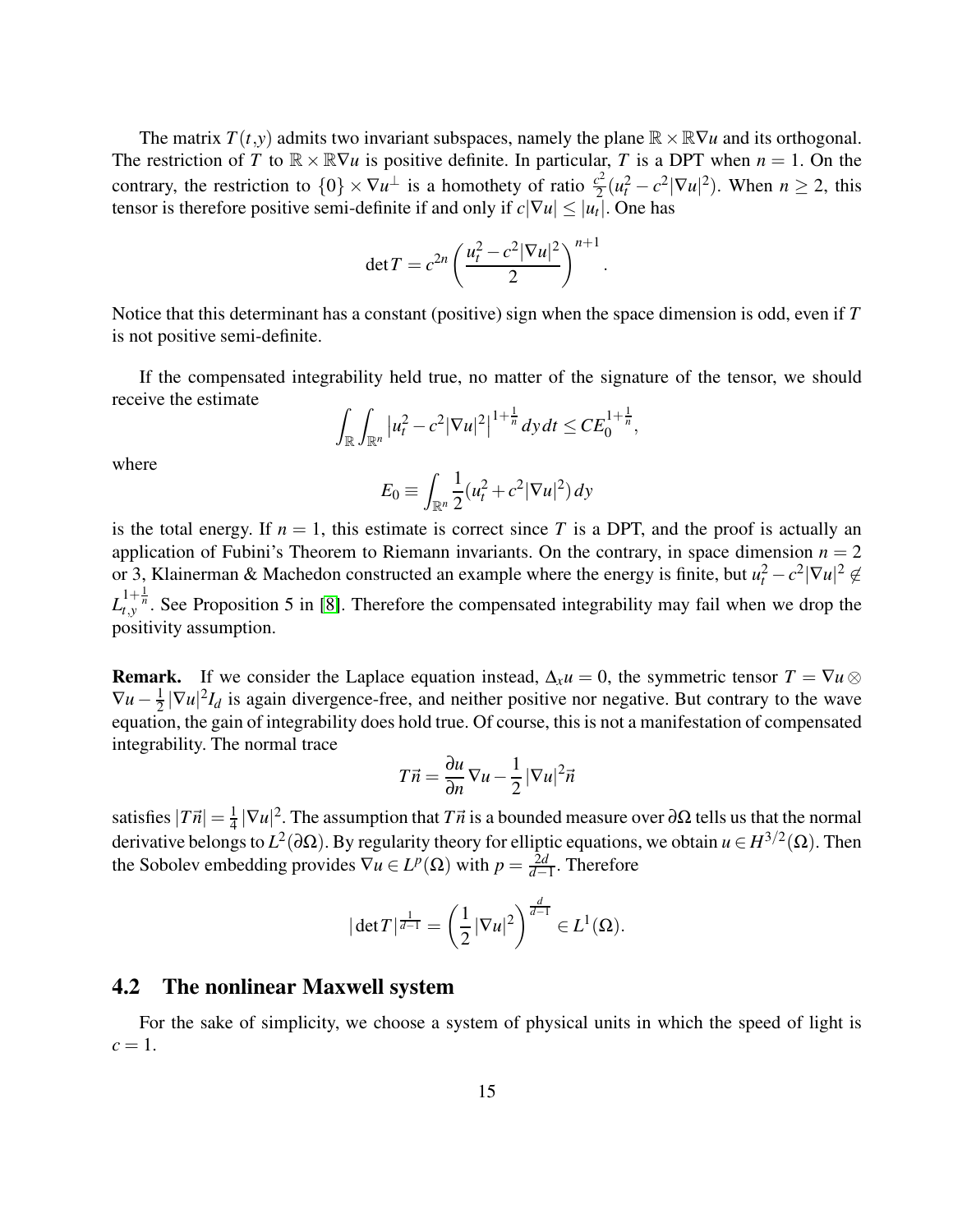The matrix $T(t,y)$ admits two invariant subspaces, namely the plane $\mathbb{R}\times\mathbb{R}\nabla u$ and its orthogonal. The restriction of $T$ to $\mathbb{R}\times\mathbb{R}\nabla u$ is positive definite. In particular, $T$ is a DPT when $n=1$. On the contrary, the restriction to $\{0\}\times\nabla u^\perp$ is a homothety of ratio $\frac{c^2}{2}(u_t^2-c^2|\nabla u|^2)$. When $n\geq 2$, this tensor is therefore positive semi-definite if and only if $c|\nabla u|\leq |u_t|$. One has

$$\det T = c^{2n}\left(\frac{u_t^2-c^2|\nabla u|^2}{2}\right)^{n+1}.$$

Notice that this determinant has a constant (positive) sign when the space dimension is odd, even if $T$ is not positive semi-definite.

If the compensated integrability held true, no matter of the signature of the tensor, we should receive the estimate

$$\int_{\mathbb{R}}\int_{\mathbb{R}^n}\left|u_t^2-c^2|\nabla u|^2\right|^{1+\frac{1}{n}}dy\,dt\leq CE_0^{1+\frac{1}{n}},$$

where

$$E_0\equiv\int_{\mathbb{R}^n}\frac{1}{2}(u_t^2+c^2|\nabla u|^2)\,dy$$

is the total energy. If $n=1$, this estimate is correct since $T$ is a DPT, and the proof is actually an application of Fubini's Theorem to Riemann invariants. On the contrary, in space dimension $n=2$ or 3, Klainerman & Machedon constructed an example where the energy is finite, but $u_t^2-c^2|\nabla u|^2\notin L^{1+\frac{1}{n}}_{t,y}$. See Proposition 5 in [8]. Therefore the compensated integrability may fail when we drop the positivity assumption.

**Remark.** If we consider the Laplace equation instead, $\Delta_x u=0$, the symmetric tensor $T=\nabla u\otimes\nabla u-\frac{1}{2}|\nabla u|^2 I_d$ is again divergence-free, and neither positive nor negative. But contrary to the wave equation, the gain of integrability does hold true. Of course, this is not a manifestation of compensated integrability. The normal trace

$$T\vec{n}=\frac{\partial u}{\partial n}\nabla u-\frac{1}{2}|\nabla u|^2\vec{n}$$

satisfies $|T\vec{n}|=\frac{1}{4}|\nabla u|^2$. The assumption that $T\vec{n}$ is a bounded measure over $\partial\Omega$ tells us that the normal derivative belongs to $L^2(\partial\Omega)$. By regularity theory for elliptic equations, we obtain $u\in H^{3/2}(\Omega)$. Then the Sobolev embedding provides $\nabla u\in L^p(\Omega)$ with $p=\frac{2d}{d-1}$. Therefore

$$|\det T|^{\frac{1}{d-1}}=\left(\frac{1}{2}|\nabla u|^2\right)^{\frac{d}{d-1}}\in L^1(\Omega).$$

## 4.2 The nonlinear Maxwell system

For the sake of simplicity, we choose a system of physical units in which the speed of light is $c=1$.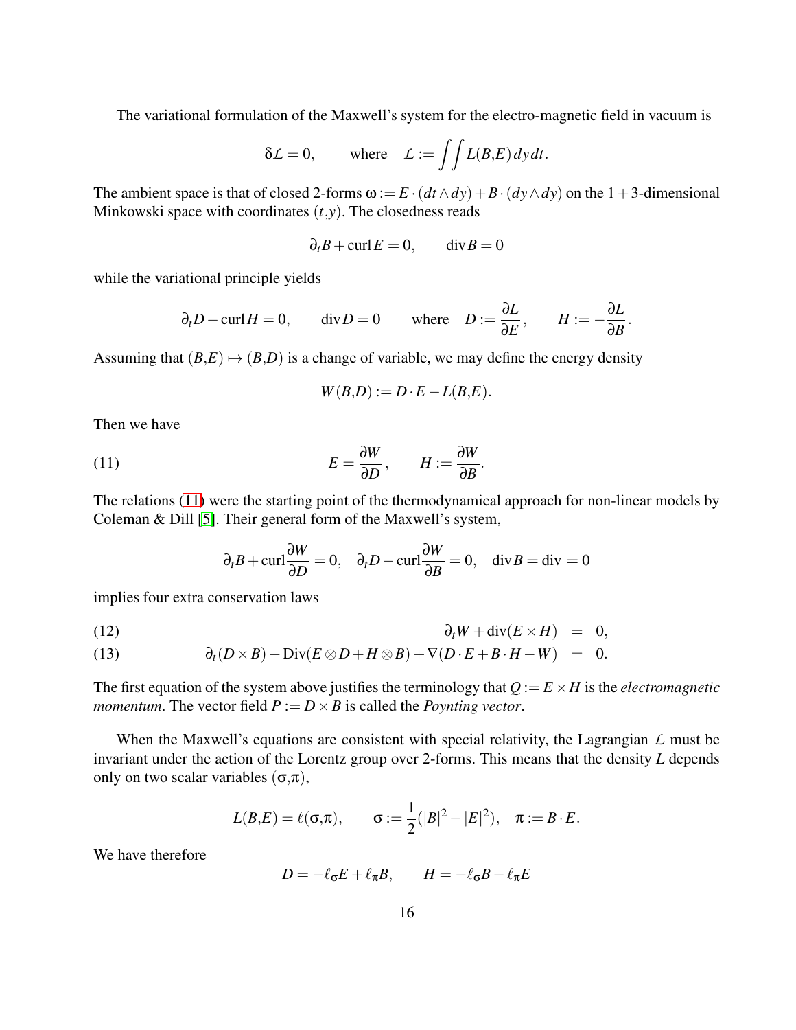The variational formulation of the Maxwell's system for the electro-magnetic field in vacuum is

$$\delta\mathcal{L} = 0, \qquad \text{where} \quad \mathcal{L} := \iint L(B,E)\, dy\, dt.$$

The ambient space is that of closed 2-forms $\omega := E \cdot (dt \wedge dy) + B \cdot (dy \wedge dy)$ on the $1+3$-dimensional Minkowski space with coordinates $(t,y)$. The closedness reads

$$\partial_t B + \operatorname{curl} E = 0, \qquad \operatorname{div} B = 0$$

while the variational principle yields

$$\partial_t D - \operatorname{curl} H = 0, \qquad \operatorname{div} D = 0 \qquad \text{where} \quad D := \frac{\partial L}{\partial E}, \qquad H := -\frac{\partial L}{\partial B}.$$

Assuming that $(B,E) \mapsto (B,D)$ is a change of variable, we may define the energy density

$$W(B,D) := D \cdot E - L(B,E).$$

Then we have

$$E = \frac{\partial W}{\partial D}, \qquad H := \frac{\partial W}{\partial B}. \tag{11}$$

The relations (11) were the starting point of the thermodynamical approach for non-linear models by Coleman & Dill [5]. Their general form of the Maxwell's system,

$$\partial_t B + \operatorname{curl} \frac{\partial W}{\partial D} = 0, \quad \partial_t D - \operatorname{curl} \frac{\partial W}{\partial B} = 0, \quad \operatorname{div} B = \operatorname{div} = 0$$

implies four extra conservation laws

$$\partial_t W + \operatorname{div}(E \times H) = 0, \tag{12}$$

$$\partial_t (D \times B) - \operatorname{Div}(E \otimes D + H \otimes B) + \nabla(D \cdot E + B \cdot H - W) = 0. \tag{13}$$

The first equation of the system above justifies the terminology that $Q := E \times H$ is the *electromagnetic momentum*. The vector field $P := D \times B$ is called the *Poynting vector*.

When the Maxwell's equations are consistent with special relativity, the Lagrangian $\mathcal{L}$ must be invariant under the action of the Lorentz group over 2-forms. This means that the density $L$ depends only on two scalar variables $(\sigma,\pi)$,

$$L(B,E) = \ell(\sigma,\pi), \qquad \sigma := \frac{1}{2}(|B|^2 - |E|^2), \quad \pi := B \cdot E.$$

We have therefore

$$D = -\ell_\sigma E + \ell_\pi B, \qquad H = -\ell_\sigma B - \ell_\pi E$$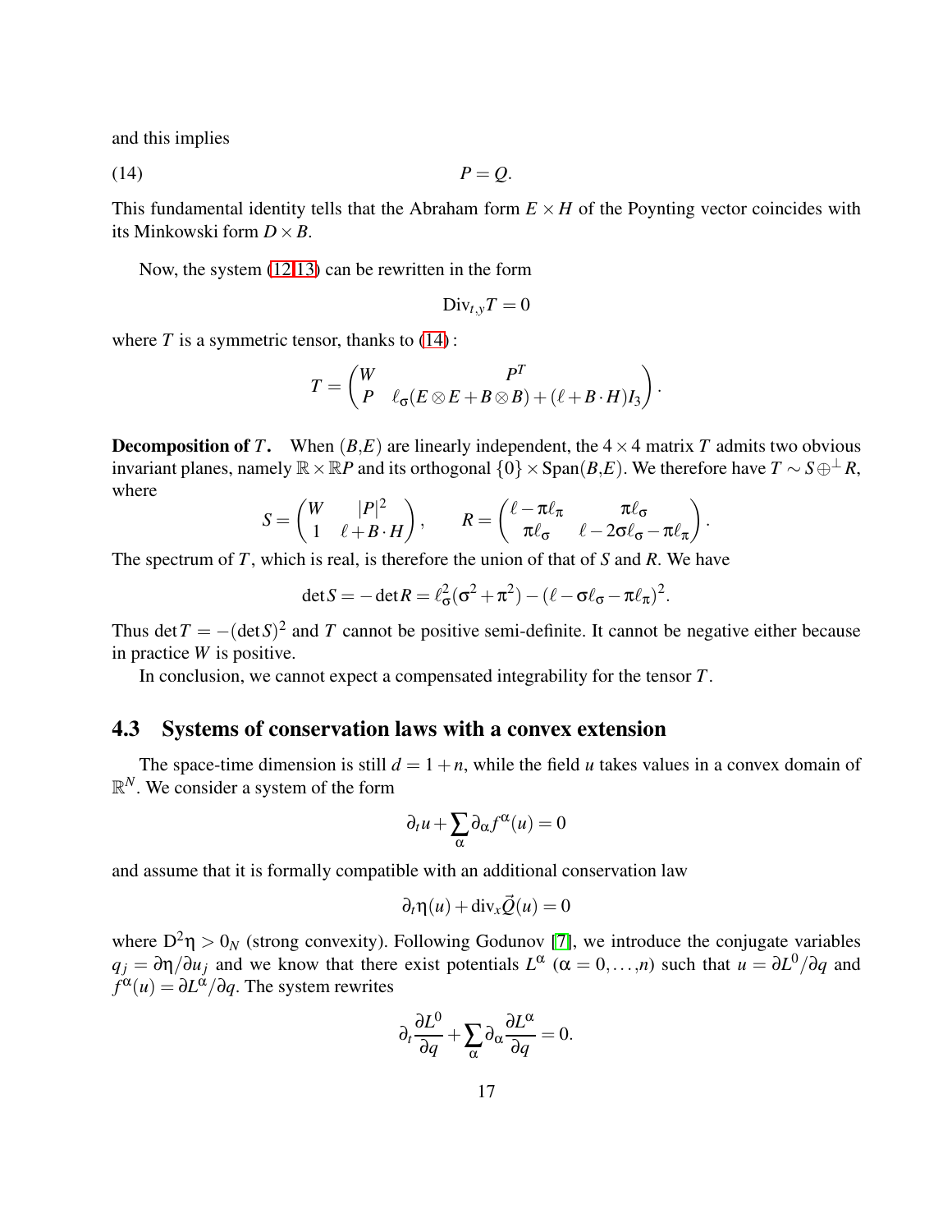and this implies

$$
P = Q. \tag{14}
$$

This fundamental identity tells that the Abraham form $E \times H$ of the Poynting vector coincides with its Minkowski form $D \times B$.

Now, the system (12,13) can be rewritten in the form

$$
\mathrm{Div}_{t,y} T = 0
$$

where $T$ is a symmetric tensor, thanks to (14) :

$$
T = \begin{pmatrix} W & P^T \\ P & \ell_\sigma (E \otimes E + B \otimes B) + (\ell + B \cdot H) I_3 \end{pmatrix}.
$$

**Decomposition of $T$.** When $(B,E)$ are linearly independent, the $4 \times 4$ matrix $T$ admits two obvious invariant planes, namely $\mathbb{R} \times \mathbb{R}P$ and its orthogonal $\{0\} \times \mathrm{Span}(B,E)$. We therefore have $T \sim S \oplus^{\perp} R$, where

$$
S = \begin{pmatrix} W & |P|^2 \\ 1 & \ell + B \cdot H \end{pmatrix}, \qquad R = \begin{pmatrix} \ell - \pi \ell_\pi & \pi \ell_\sigma \\ \pi \ell_\sigma & \ell - 2\sigma \ell_\sigma - \pi \ell_\pi \end{pmatrix}.
$$

The spectrum of $T$, which is real, is therefore the union of that of $S$ and $R$. We have

$$
\det S = -\det R = \ell_\sigma^2 (\sigma^2 + \pi^2) - (\ell - \sigma \ell_\sigma - \pi \ell_\pi)^2.
$$

Thus $\det T = -(\det S)^2$ and $T$ cannot be positive semi-definite. It cannot be negative either because in practice $W$ is positive.

In conclusion, we cannot expect a compensated integrability for the tensor $T$.

## 4.3 Systems of conservation laws with a convex extension

The space-time dimension is still $d = 1 + n$, while the field $u$ takes values in a convex domain of $\mathbb{R}^N$. We consider a system of the form

$$
\partial_t u + \sum_\alpha \partial_\alpha f^\alpha(u) = 0
$$

and assume that it is formally compatible with an additional conservation law

$$
\partial_t \eta(u) + \mathrm{div}_x \vec{Q}(u) = 0
$$

where $\mathrm{D}^2 \eta > 0_N$ (strong convexity). Following Godunov [7], we introduce the conjugate variables $q_j = \partial \eta / \partial u_j$ and we know that there exist potentials $L^\alpha$ ($\alpha = 0, \ldots, n$) such that $u = \partial L^0 / \partial q$ and $f^\alpha(u) = \partial L^\alpha / \partial q$. The system rewrites

$$
\partial_t \frac{\partial L^0}{\partial q} + \sum_\alpha \partial_\alpha \frac{\partial L^\alpha}{\partial q} = 0.
$$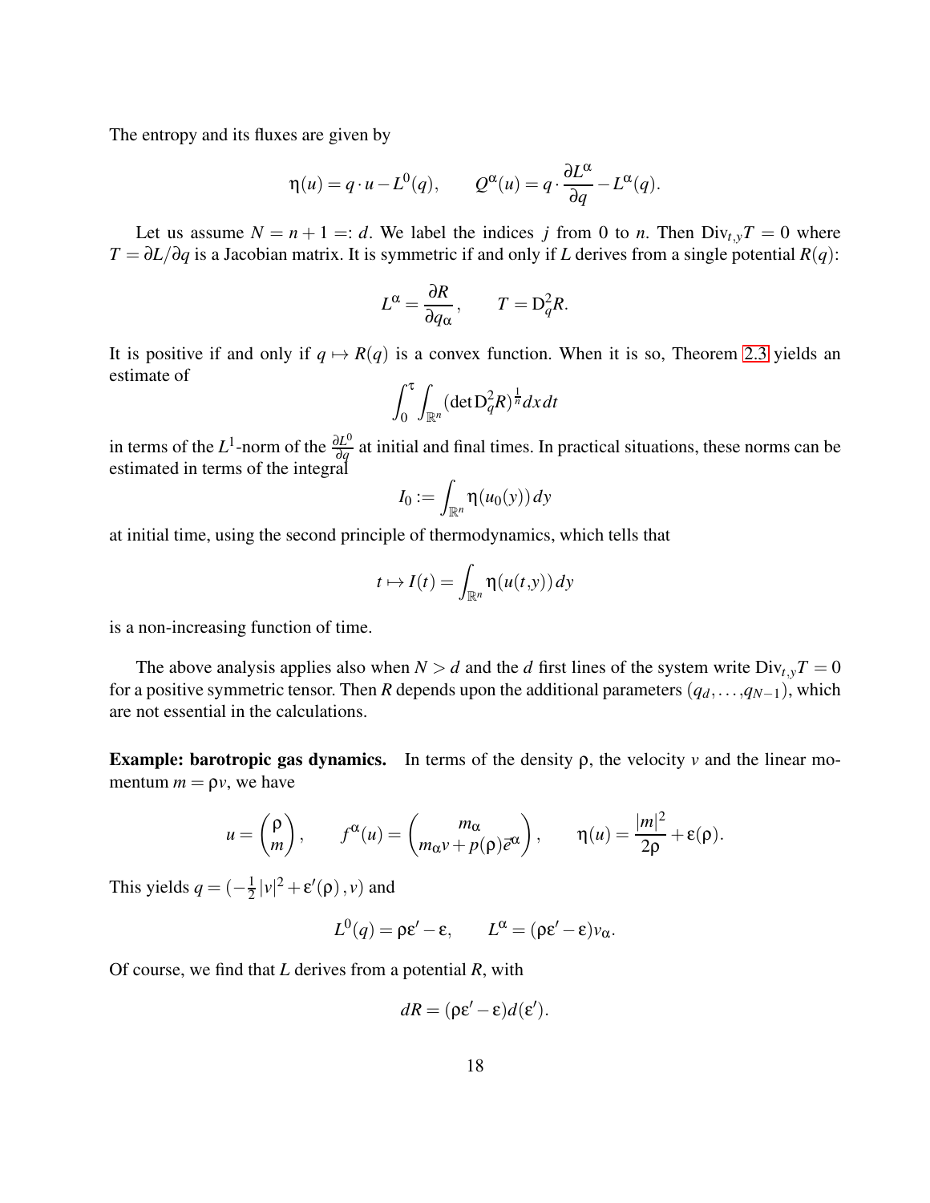The entropy and its fluxes are given by

$$\eta(u) = q \cdot u - L^0(q), \qquad Q^\alpha(u) = q \cdot \frac{\partial L^\alpha}{\partial q} - L^\alpha(q).$$

Let us assume $N = n+1 =: d$. We label the indices $j$ from 0 to $n$. Then $\mathrm{Div}_{t,y} T = 0$ where $T = \partial L/\partial q$ is a Jacobian matrix. It is symmetric if and only if $L$ derives from a single potential $R(q)$:

$$L^\alpha = \frac{\partial R}{\partial q_\alpha}, \qquad T = \mathrm{D}_q^2 R.$$

It is positive if and only if $q \mapsto R(q)$ is a convex function. When it is so, Theorem 2.3 yields an estimate of

$$\int_0^\tau \int_{\mathbb{R}^n} (\det \mathrm{D}_q^2 R)^{\frac{1}{n}} dx\, dt$$

in terms of the $L^1$-norm of the $\frac{\partial L^0}{\partial q}$ at initial and final times. In practical situations, these norms can be estimated in terms of the integral

$$I_0 := \int_{\mathbb{R}^n} \eta(u_0(y))\, dy$$

at initial time, using the second principle of thermodynamics, which tells that

$$t \mapsto I(t) = \int_{\mathbb{R}^n} \eta(u(t,y))\, dy$$

is a non-increasing function of time.

The above analysis applies also when $N > d$ and the $d$ first lines of the system write $\mathrm{Div}_{t,y} T = 0$ for a positive symmetric tensor. Then $R$ depends upon the additional parameters $(q_d, \dots, q_{N-1})$, which are not essential in the calculations.

**Example: barotropic gas dynamics.** In terms of the density $\rho$, the velocity $v$ and the linear momentum $m = \rho v$, we have

$$u = \begin{pmatrix} \rho \\ m \end{pmatrix}, \qquad f^\alpha(u) = \begin{pmatrix} m_\alpha \\ m_\alpha v + p(\rho) \vec{e}^\alpha \end{pmatrix}, \qquad \eta(u) = \frac{|m|^2}{2\rho} + \varepsilon(\rho).$$

This yields $q = (-\frac{1}{2}|v|^2 + \varepsilon'(\rho), v)$ and

$$L^0(q) = \rho\varepsilon' - \varepsilon, \qquad L^\alpha = (\rho\varepsilon' - \varepsilon) v_\alpha.$$

Of course, we find that $L$ derives from a potential $R$, with

$$dR = (\rho\varepsilon' - \varepsilon) d(\varepsilon').$$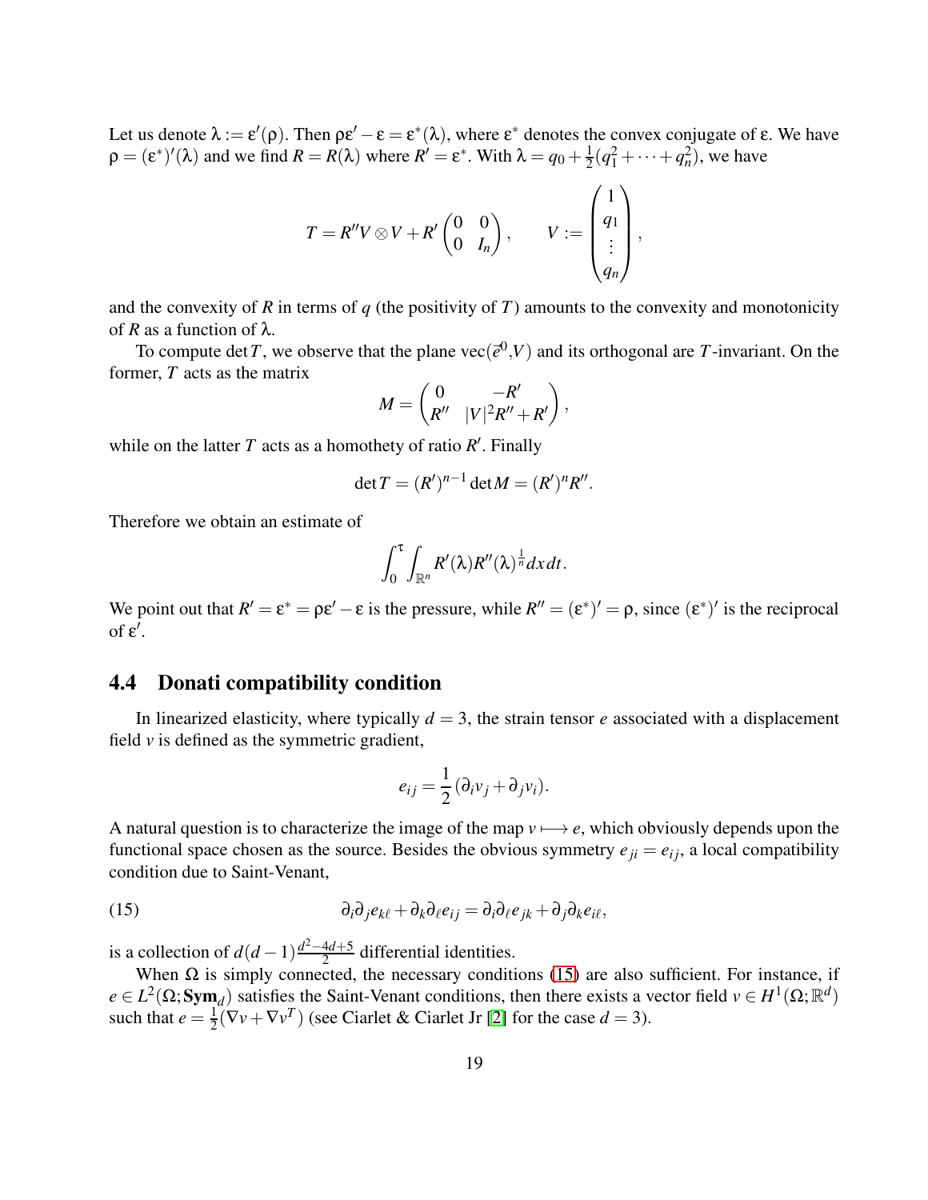Let us denote $\lambda := \varepsilon'(\rho)$. Then $\rho\varepsilon' - \varepsilon = \varepsilon^*(\lambda)$, where $\varepsilon^*$ denotes the convex conjugate of $\varepsilon$. We have $\rho = (\varepsilon^*)'(\lambda)$ and we find $R = R(\lambda)$ where $R' = \varepsilon^*$. With $\lambda = q_0 + \frac{1}{2}(q_1^2 + \cdots + q_n^2)$, we have

$$T = R'' V \otimes V + R' \begin{pmatrix} 0 & 0 \\ 0 & I_n \end{pmatrix}, \qquad V := \begin{pmatrix} 1 \\ q_1 \\ \vdots \\ q_n \end{pmatrix},$$

and the convexity of $R$ in terms of $q$ (the positivity of $T$) amounts to the convexity and monotonicity of $R$ as a function of $\lambda$.

To compute $\det T$, we observe that the plane $\mathrm{vec}(\vec{e}^{\,0}, V)$ and its orthogonal are $T$-invariant. On the former, $T$ acts as the matrix

$$M = \begin{pmatrix} 0 & -R' \\ R'' & |V|^2 R'' + R' \end{pmatrix},$$

while on the latter $T$ acts as a homothety of ratio $R'$. Finally

$$\det T = (R')^{n-1} \det M = (R')^n R''.$$

Therefore we obtain an estimate of

$$\int_0^\tau \int_{\mathbb{R}^n} R'(\lambda) R''(\lambda)^{\frac{1}{n}} dx\, dt.$$

We point out that $R' = \varepsilon^* = \rho\varepsilon' - \varepsilon$ is the pressure, while $R'' = (\varepsilon^*)' = \rho$, since $(\varepsilon^*)'$ is the reciprocal of $\varepsilon'$.

## 4.4 Donati compatibility condition

In linearized elasticity, where typically $d = 3$, the strain tensor $e$ associated with a displacement field $v$ is defined as the symmetric gradient,

$$e_{ij} = \frac{1}{2}(\partial_i v_j + \partial_j v_i).$$

A natural question is to characterize the image of the map $v \longmapsto e$, which obviously depends upon the functional space chosen as the source. Besides the obvious symmetry $e_{ji} = e_{ij}$, a local compatibility condition due to Saint-Venant,

$$\partial_i \partial_j e_{k\ell} + \partial_k \partial_\ell e_{ij} = \partial_i \partial_\ell e_{jk} + \partial_j \partial_k e_{i\ell}, \tag{15}$$

is a collection of $d(d-1)\frac{d^2-4d+5}{2}$ differential identities.

When $\Omega$ is simply connected, the necessary conditions (15) are also sufficient. For instance, if $e \in L^2(\Omega; \mathbf{Sym}_d)$ satisfies the Saint-Venant conditions, then there exists a vector field $v \in H^1(\Omega; \mathbb{R}^d)$ such that $e = \frac{1}{2}(\nabla v + \nabla v^T)$ (see Ciarlet & Ciarlet Jr [2] for the case $d = 3$).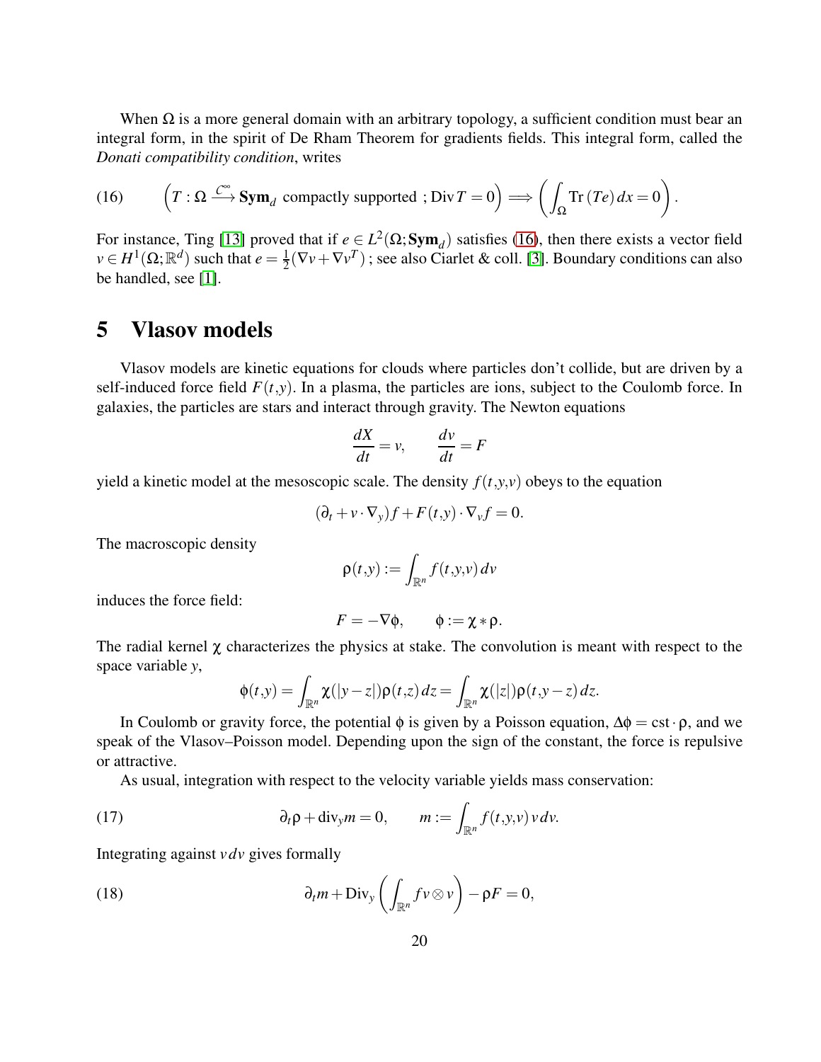When $\Omega$ is a more general domain with an arbitrary topology, a sufficient condition must bear an integral form, in the spirit of De Rham Theorem for gradients fields. This integral form, called the *Donati compatibility condition*, writes

$$
\left(T:\Omega\xrightarrow{\mathcal{C}^\infty}\mathbf{Sym}_d \text{ compactly supported };\operatorname{Div}T=0\right)\Longrightarrow\left(\int_\Omega \operatorname{Tr}(Te)\,dx=0\right). \tag{16}
$$

For instance, Ting [13] proved that if $e\in L^2(\Omega;\mathbf{Sym}_d)$ satisfies (16), then there exists a vector field $v\in H^1(\Omega;\mathbb{R}^d)$ such that $e=\frac{1}{2}(\nabla v+\nabla v^T)$ ; see also Ciarlet & coll. [3]. Boundary conditions can also be handled, see [1].

# 5 Vlasov models

Vlasov models are kinetic equations for clouds where particles don't collide, but are driven by a self-induced force field $F(t,y)$. In a plasma, the particles are ions, subject to the Coulomb force. In galaxies, the particles are stars and interact through gravity. The Newton equations

$$
\frac{dX}{dt}=v,\qquad \frac{dv}{dt}=F
$$

yield a kinetic model at the mesoscopic scale. The density $f(t,y,v)$ obeys to the equation

$$
(\partial_t+v\cdot\nabla_y)f+F(t,y)\cdot\nabla_v f=0.
$$

The macroscopic density

$$
\rho(t,y):=\int_{\mathbb{R}^n}f(t,y,v)\,dv
$$

induces the force field:

$$
F=-\nabla\phi,\qquad \phi:=\chi*\rho.
$$

The radial kernel $\chi$ characterizes the physics at stake. The convolution is meant with respect to the space variable $y$,

$$
\phi(t,y)=\int_{\mathbb{R}^n}\chi(|y-z|)\rho(t,z)\,dz=\int_{\mathbb{R}^n}\chi(|z|)\rho(t,y-z)\,dz.
$$

In Coulomb or gravity force, the potential $\phi$ is given by a Poisson equation, $\Delta\phi=\mathrm{cst}\cdot\rho$, and we speak of the Vlasov–Poisson model. Depending upon the sign of the constant, the force is repulsive or attractive.

As usual, integration with respect to the velocity variable yields mass conservation:

$$
\partial_t\rho+\operatorname{div}_y m=0,\qquad m:=\int_{\mathbb{R}^n}f(t,y,v)\,v\,dv. \tag{17}
$$

Integrating against $v\,dv$ gives formally

$$
\partial_t m+\operatorname{Div}_y\left(\int_{\mathbb{R}^n}f\,v\otimes v\right)-\rho F=0, \tag{18}
$$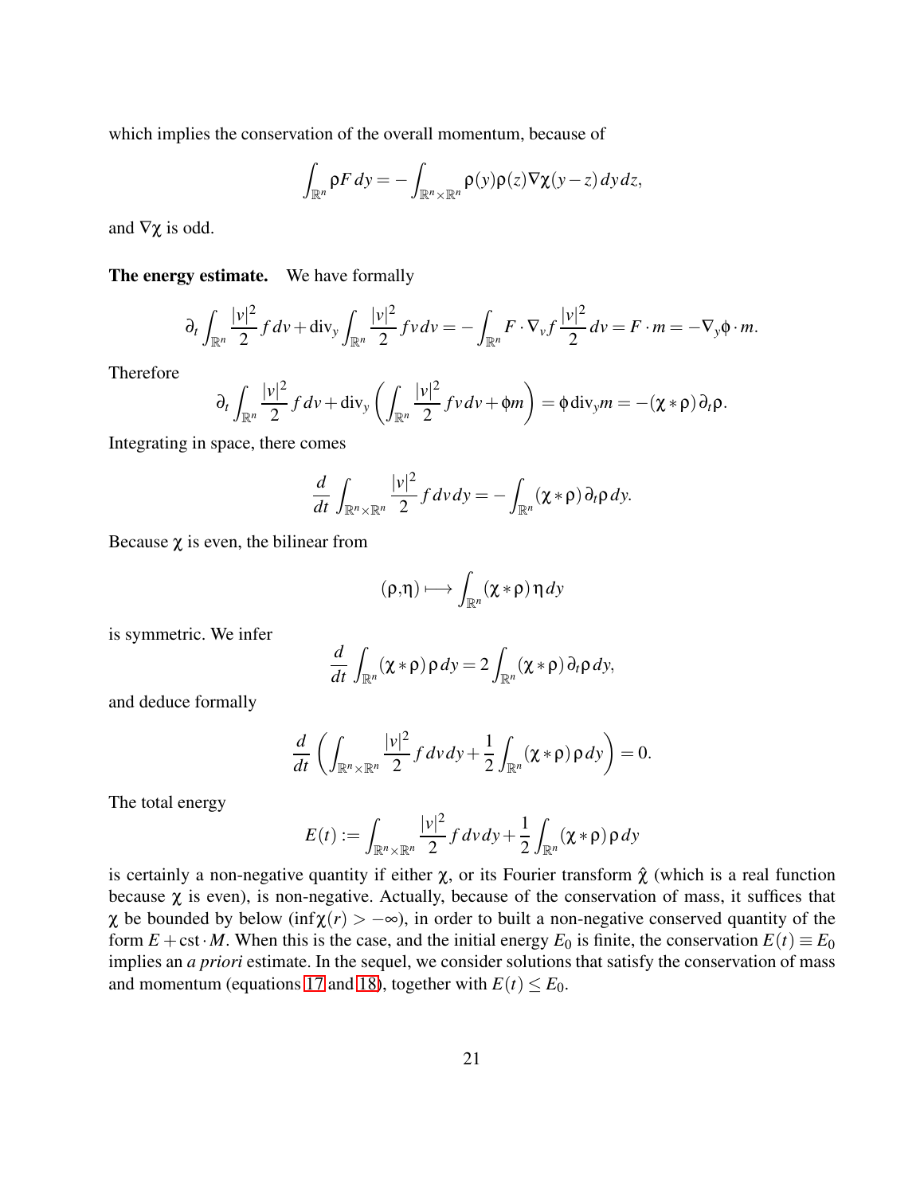which implies the conservation of the overall momentum, because of

$$\int_{\mathbb{R}^n} \rho F \, dy = -\int_{\mathbb{R}^n \times \mathbb{R}^n} \rho(y)\rho(z)\nabla\chi(y-z)\, dy\, dz,$$

and $\nabla\chi$ is odd.

**The energy estimate.** We have formally

$$\partial_t \int_{\mathbb{R}^n} \frac{|v|^2}{2} f \, dv + \mathrm{div}_y \int_{\mathbb{R}^n} \frac{|v|^2}{2} f v \, dv = -\int_{\mathbb{R}^n} F \cdot \nabla_v f \frac{|v|^2}{2} \, dv = F \cdot m = -\nabla_y \phi \cdot m.$$

Therefore

$$\partial_t \int_{\mathbb{R}^n} \frac{|v|^2}{2} f \, dv + \mathrm{div}_y \left( \int_{\mathbb{R}^n} \frac{|v|^2}{2} f v \, dv + \phi m \right) = \phi \, \mathrm{div}_y m = -(\chi * \rho)\, \partial_t \rho.$$

Integrating in space, there comes

$$\frac{d}{dt} \int_{\mathbb{R}^n \times \mathbb{R}^n} \frac{|v|^2}{2} f \, dv\, dy = -\int_{\mathbb{R}^n} (\chi * \rho)\, \partial_t \rho \, dy.$$

Because $\chi$ is even, the bilinear from

$$(\rho, \eta) \longmapsto \int_{\mathbb{R}^n} (\chi * \rho)\, \eta \, dy$$

is symmetric. We infer

$$\frac{d}{dt} \int_{\mathbb{R}^n} (\chi * \rho)\, \rho \, dy = 2 \int_{\mathbb{R}^n} (\chi * \rho)\, \partial_t \rho \, dy,$$

and deduce formally

$$\frac{d}{dt} \left( \int_{\mathbb{R}^n \times \mathbb{R}^n} \frac{|v|^2}{2} f \, dv\, dy + \frac{1}{2} \int_{\mathbb{R}^n} (\chi * \rho)\, \rho \, dy \right) = 0.$$

The total energy

$$E(t) := \int_{\mathbb{R}^n \times \mathbb{R}^n} \frac{|v|^2}{2} f \, dv\, dy + \frac{1}{2} \int_{\mathbb{R}^n} (\chi * \rho)\, \rho \, dy$$

is certainly a non-negative quantity if either $\chi$, or its Fourier transform $\hat{\chi}$ (which is a real function because $\chi$ is even), is non-negative. Actually, because of the conservation of mass, it suffices that $\chi$ be bounded by below ($\inf \chi(r) > -\infty$), in order to built a non-negative conserved quantity of the form $E + \mathrm{cst} \cdot M$. When this is the case, and the initial energy $E_0$ is finite, the conservation $E(t) \equiv E_0$ implies an *a priori* estimate. In the sequel, we consider solutions that satisfy the conservation of mass and momentum (equations 17 and 18), together with $E(t) \leq E_0$.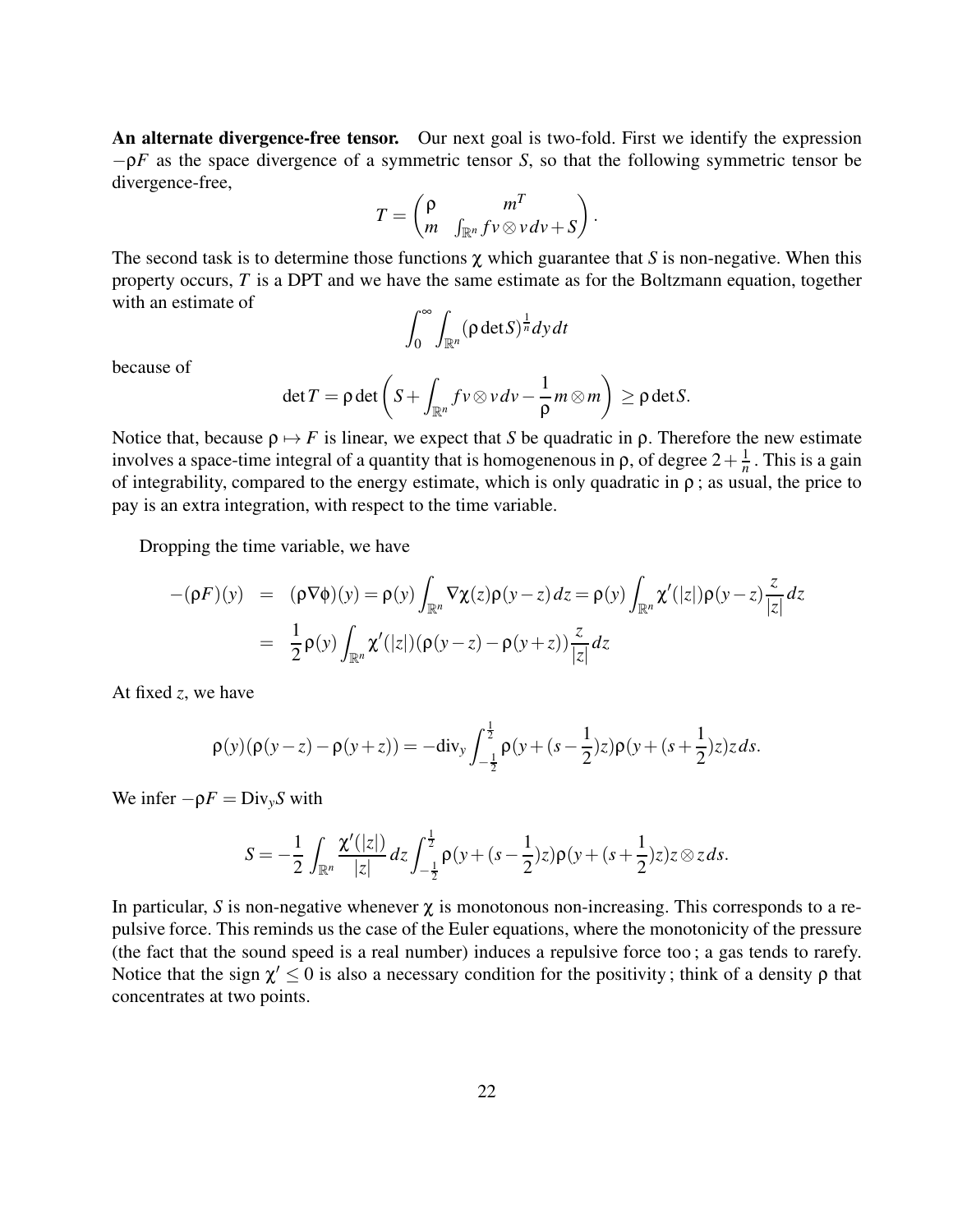**An alternate divergence-free tensor.** Our next goal is two-fold. First we identify the expression $-\rho F$ as the space divergence of a symmetric tensor $S$, so that the following symmetric tensor be divergence-free,

$$
T = \begin{pmatrix} \rho & m^T \\ m & \int_{\mathbb{R}^n} f v \otimes v \, dv + S \end{pmatrix}.
$$

The second task is to determine those functions $\chi$ which guarantee that $S$ is non-negative. When this property occurs, $T$ is a DPT and we have the same estimate as for the Boltzmann equation, together with an estimate of

$$
\int_0^\infty \int_{\mathbb{R}^n} (\rho \det S)^{\frac{1}{n}} dy \, dt
$$

because of

$$
\det T = \rho \det \left( S + \int_{\mathbb{R}^n} f v \otimes v \, dv - \frac{1}{\rho} m \otimes m \right) \geq \rho \det S.
$$

Notice that, because $\rho \mapsto F$ is linear, we expect that $S$ be quadratic in $\rho$. Therefore the new estimate involves a space-time integral of a quantity that is homogenenous in $\rho$, of degree $2 + \frac{1}{n}$. This is a gain of integrability, compared to the energy estimate, which is only quadratic in $\rho$ ; as usual, the price to pay is an extra integration, with respect to the time variable.

Dropping the time variable, we have

$$
\begin{aligned}
-(\rho F)(y) &= (\rho \nabla \phi)(y) = \rho(y) \int_{\mathbb{R}^n} \nabla \chi(z) \rho(y-z) \, dz = \rho(y) \int_{\mathbb{R}^n} \chi'(|z|) \rho(y-z) \frac{z}{|z|} dz \\
&= \frac{1}{2} \rho(y) \int_{\mathbb{R}^n} \chi'(|z|) (\rho(y-z) - \rho(y+z)) \frac{z}{|z|} dz
\end{aligned}
$$

At fixed $z$, we have

$$
\rho(y)(\rho(y-z) - \rho(y+z)) = -\mathrm{div}_y \int_{-\frac{1}{2}}^{\frac{1}{2}} \rho(y + (s - \frac{1}{2})z) \rho(y + (s + \frac{1}{2})z) z \, ds.
$$

We infer $-\rho F = \mathrm{Div}_y S$ with

$$
S = -\frac{1}{2} \int_{\mathbb{R}^n} \frac{\chi'(|z|)}{|z|} dz \int_{-\frac{1}{2}}^{\frac{1}{2}} \rho(y + (s - \frac{1}{2})z) \rho(y + (s + \frac{1}{2})z) z \otimes z \, ds.
$$

In particular, $S$ is non-negative whenever $\chi$ is monotonous non-increasing. This corresponds to a repulsive force. This reminds us the case of the Euler equations, where the monotonicity of the pressure (the fact that the sound speed is a real number) induces a repulsive force too ; a gas tends to rarefy. Notice that the sign $\chi' \leq 0$ is also a necessary condition for the positivity ; think of a density $\rho$ that concentrates at two points.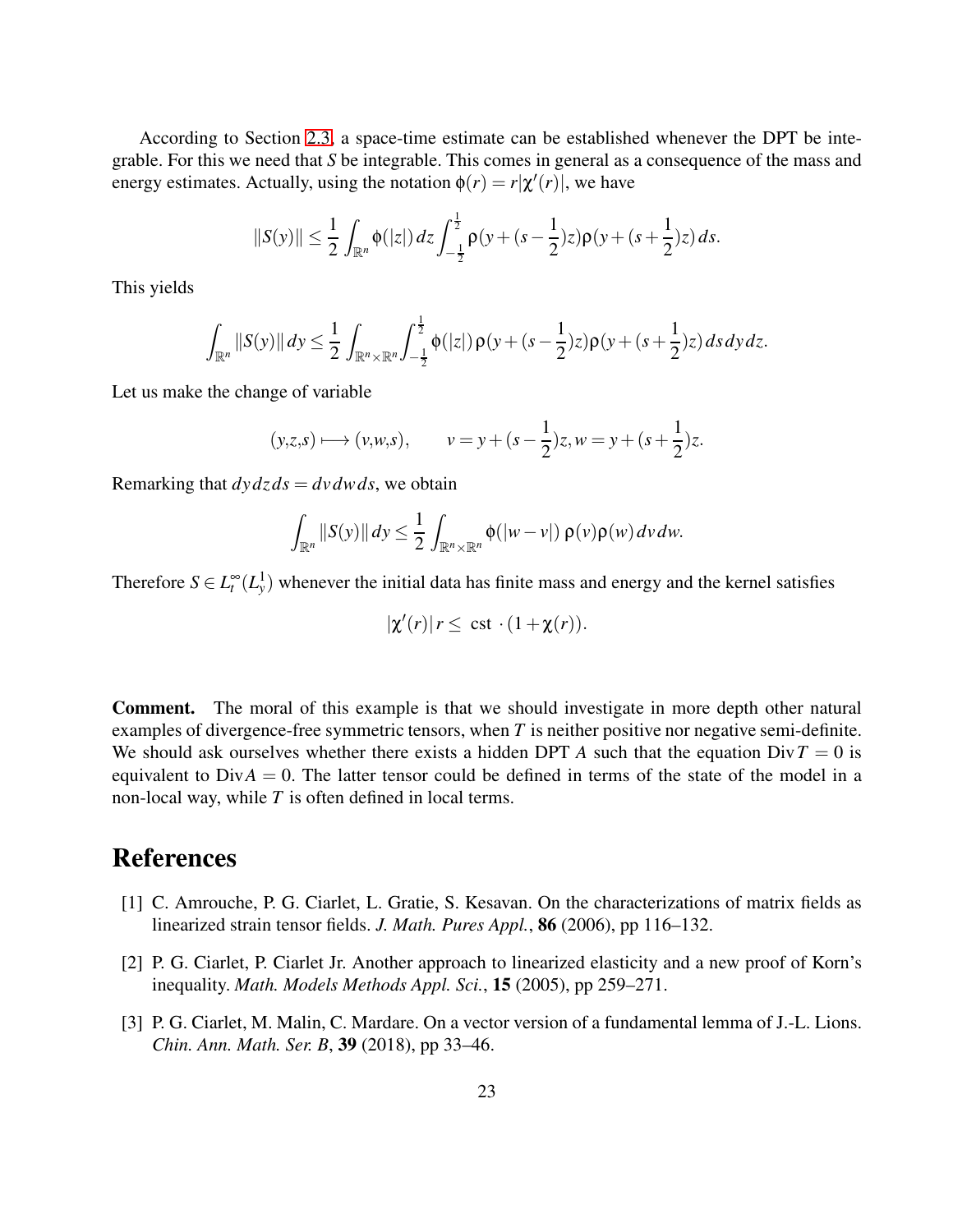According to Section 2.3, a space-time estimate can be established whenever the DPT be integrable. For this we need that $S$ be integrable. This comes in general as a consequence of the mass and energy estimates. Actually, using the notation $\phi(r) = r|\chi'(r)|$, we have

$$\|S(y)\| \leq \frac{1}{2}\int_{\mathbb{R}^n} \phi(|z|)\,dz \int_{-\frac{1}{2}}^{\frac{1}{2}} \rho(y+(s-\frac{1}{2})z)\rho(y+(s+\frac{1}{2})z)\,ds.$$

This yields

$$\int_{\mathbb{R}^n} \|S(y)\|\,dy \leq \frac{1}{2}\int_{\mathbb{R}^n\times\mathbb{R}^n}\int_{-\frac{1}{2}}^{\frac{1}{2}} \phi(|z|)\,\rho(y+(s-\frac{1}{2})z)\rho(y+(s+\frac{1}{2})z)\,ds\,dy\,dz.$$

Let us make the change of variable

$$(y,z,s) \longmapsto (v,w,s), \qquad v = y+(s-\frac{1}{2})z, w = y+(s+\frac{1}{2})z.$$

Remarking that $dy\,dz\,ds = dv\,dw\,ds$, we obtain

$$\int_{\mathbb{R}^n} \|S(y)\|\,dy \leq \frac{1}{2}\int_{\mathbb{R}^n\times\mathbb{R}^n} \phi(|w-v|)\,\rho(v)\rho(w)\,dv\,dw.$$

Therefore $S \in L^\infty_t(L^1_y)$ whenever the initial data has finite mass and energy and the kernel satisfies

$$|\chi'(r)|\,r \leq \text{ cst } \cdot (1+\chi(r)).$$

**Comment.** The moral of this example is that we should investigate in more depth other natural examples of divergence-free symmetric tensors, when $T$ is neither positive nor negative semi-definite. We should ask ourselves whether there exists a hidden DPT $A$ such that the equation $\mathrm{Div}\,T = 0$ is equivalent to $\mathrm{Div}A = 0$. The latter tensor could be defined in terms of the state of the model in a non-local way, while $T$ is often defined in local terms.

# References

[1] C. Amrouche, P. G. Ciarlet, L. Gratie, S. Kesavan. On the characterizations of matrix fields as linearized strain tensor fields. *J. Math. Pures Appl.*, **86** (2006), pp 116–132.

[2] P. G. Ciarlet, P. Ciarlet Jr. Another approach to linearized elasticity and a new proof of Korn's inequality. *Math. Models Methods Appl. Sci.*, **15** (2005), pp 259–271.

[3] P. G. Ciarlet, M. Malin, C. Mardare. On a vector version of a fundamental lemma of J.-L. Lions. *Chin. Ann. Math. Ser. B*, **39** (2018), pp 33–46.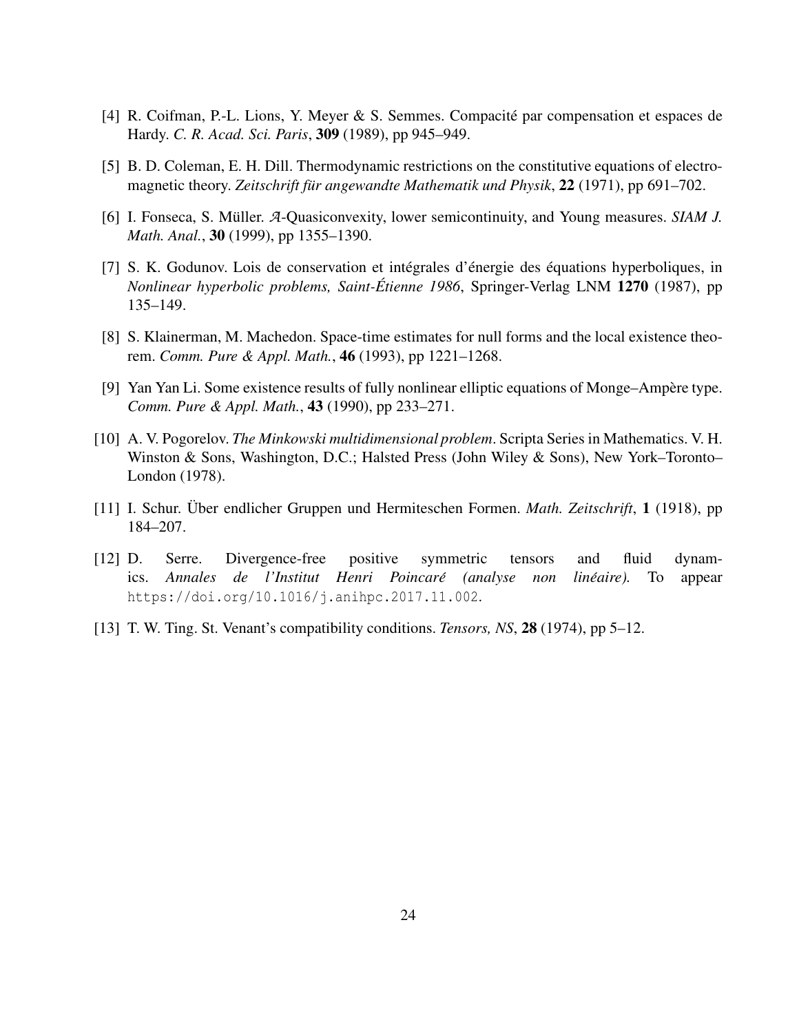[4] R. Coifman, P.-L. Lions, Y. Meyer & S. Semmes. Compacité par compensation et espaces de Hardy. *C. R. Acad. Sci. Paris*, **309** (1989), pp 945–949.

[5] B. D. Coleman, E. H. Dill. Thermodynamic restrictions on the constitutive equations of electromagnetic theory. *Zeitschrift für angewandte Mathematik und Physik*, **22** (1971), pp 691–702.

[6] I. Fonseca, S. Müller. $\mathcal{A}$-Quasiconvexity, lower semicontinuity, and Young measures. *SIAM J. Math. Anal.*, **30** (1999), pp 1355–1390.

[7] S. K. Godunov. Lois de conservation et intégrales d'énergie des équations hyperboliques, in *Nonlinear hyperbolic problems, Saint-Étienne 1986*, Springer-Verlag LNM **1270** (1987), pp 135–149.

[8] S. Klainerman, M. Machedon. Space-time estimates for null forms and the local existence theorem. *Comm. Pure & Appl. Math.*, **46** (1993), pp 1221–1268.

[9] Yan Yan Li. Some existence results of fully nonlinear elliptic equations of Monge–Ampère type. *Comm. Pure & Appl. Math.*, **43** (1990), pp 233–271.

[10] A. V. Pogorelov. *The Minkowski multidimensional problem*. Scripta Series in Mathematics. V. H. Winston & Sons, Washington, D.C.; Halsted Press (John Wiley & Sons), New York–Toronto–London (1978).

[11] I. Schur. Über endlicher Gruppen und Hermiteschen Formen. *Math. Zeitschrift*, **1** (1918), pp 184–207.

[12] D. Serre. Divergence-free positive symmetric tensors and fluid dynamics. *Annales de l'Institut Henri Poincaré (analyse non linéaire).* To appear `https://doi.org/10.1016/j.anihpc.2017.11.002`.

[13] T. W. Ting. St. Venant's compatibility conditions. *Tensors, NS*, **28** (1974), pp 5–12.